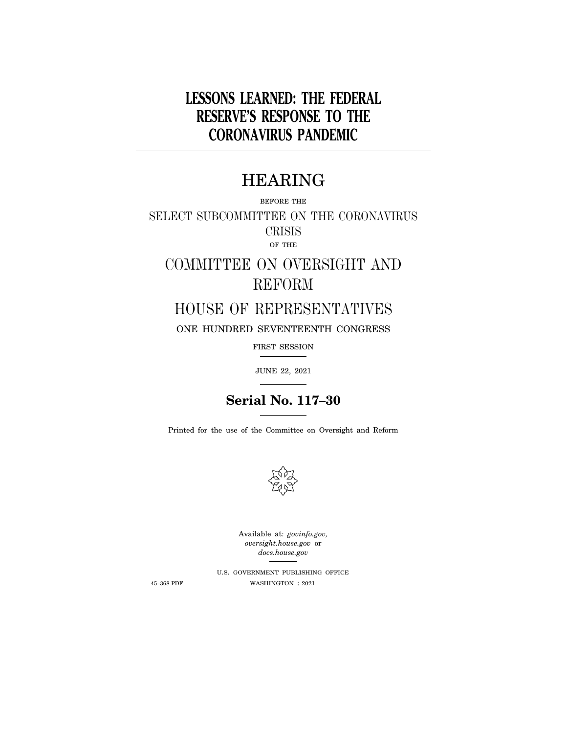# LESSONS LEARNED: THE FEDERAL RESERVE'S RESPONSE TO THE CORONAVIRUS PANDEMIC

## HEARING

BEFORE THE

SELECT SUBCOMMITTEE ON THE CORONAVIRUS CRISIS

OF THE

COMMITTEE ON OVERSIGHT AND REFORM

HOUSE OF REPRESENTATIVES

ONE HUNDRED SEVENTEENTH CONGRESS

FIRST SESSION

JUNE 22, 2021

**Serial No. 117–30**

Printed for the use of the Committee on Oversight and Reform

Available at: *govinfo.gov*, *oversight.house.gov* or *docs.house.gov*

U.S. GOVERNMENT PUBLISHING OFFICE

45–368 PDF WASHINGTON : 2021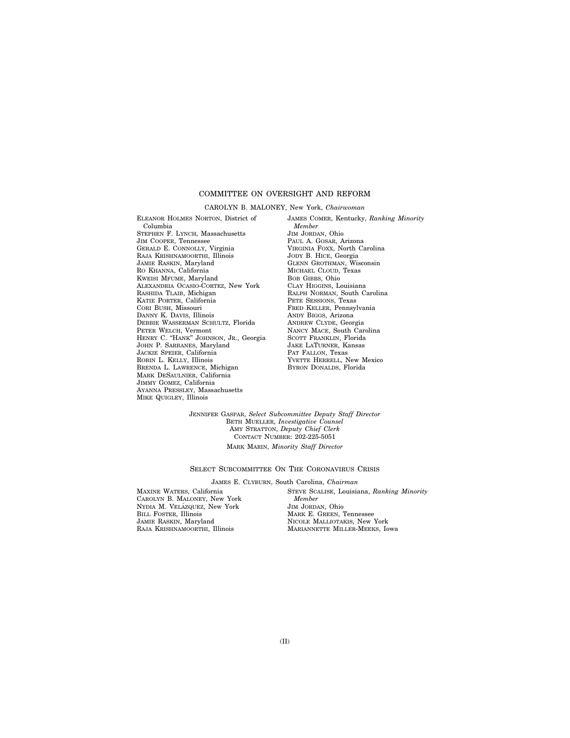## COMMITTEE ON OVERSIGHT AND REFORM

CAROLYN B. MALONEY, New York, *Chairwoman*

ELEANOR HOLMES NORTON, District of Columbia
STEPHEN F. LYNCH, Massachusetts
JIM COOPER, Tennessee
GERALD E. CONNOLLY, Virginia
RAJA KRISHNAMOORTHI, Illinois
JAMIE RASKIN, Maryland
RO KHANNA, California
KWEISI MFUME, Maryland
ALEXANDRIA OCASIO-CORTEZ, New York
RASHIDA TLAIB, Michigan
KATIE PORTER, California
CORI BUSH, Missouri
DANNY K. DAVIS, Illinois
DEBBIE WASSERMAN SCHULTZ, Florida
PETER WELCH, Vermont
HENRY C. "HANK" JOHNSON, JR., Georgia
JOHN P. SARBANES, Maryland
JACKIE SPEIER, California
ROBIN L. KELLY, Illinois
BRENDA L. LAWRENCE, Michigan
MARK DESAULNIER, California
JIMMY GOMEZ, California
AYANNA PRESSLEY, Massachusetts
MIKE QUIGLEY, Illinois

JAMES COMER, Kentucky, *Ranking Minority Member*
JIM JORDAN, Ohio
PAUL A. GOSAR, Arizona
VIRGINIA FOXX, North Carolina
JODY B. HICE, Georgia
GLENN GROTHMAN, Wisconsin
MICHAEL CLOUD, Texas
BOB GIBBS, Ohio
CLAY HIGGINS, Louisiana
RALPH NORMAN, South Carolina
PETE SESSIONS, Texas
FRED KELLER, Pennsylvania
ANDY BIGGS, Arizona
ANDREW CLYDE, Georgia
NANCY MACE, South Carolina
SCOTT FRANKLIN, Florida
JAKE LATURNER, Kansas
PAT FALLON, Texas
YVETTE HERRELL, New Mexico
BYRON DONALDS, Florida

JENNIFER GASPAR, *Select Subcommittee Deputy Staff Director*
BETH MUELLER, *Investigative Counsel*
AMY STRATTON, *Deputy Chief Clerk*
CONTACT NUMBER: 202-225-5051

MARK MARIN, *Minority Staff Director*

## SELECT SUBCOMMITTEE ON THE CORONAVIRUS CRISIS

JAMES E. CLYBURN, South Carolina, *Chairman*

MAXINE WATERS, California
CAROLYN B. MALONEY, New York
NYDIA M. VELÁZQUEZ, New York
BILL FOSTER, Illinois
JAMIE RASKIN, Maryland
RAJA KRISHNAMOORTHI, Illinois

STEVE SCALISE, Louisiana, *Ranking Minority Member*
JIM JORDAN, Ohio
MARK E. GREEN, Tennessee
NICOLE MALLIOTAKIS, New York
MARIANNETTE MILLER-MEEKS, Iowa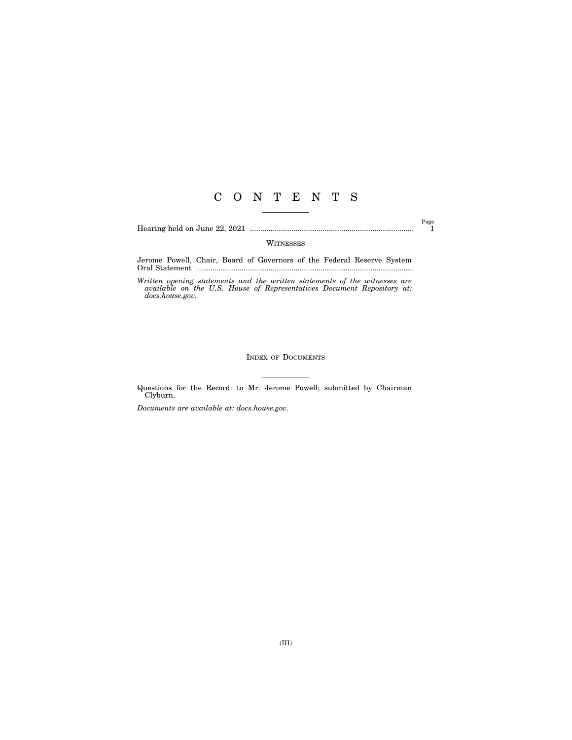# C O N T E N T S

| | Page |
|---|---|
| Hearing held on June 22, 2021 | 1 |

## WITNESSES

Jerome Powell, Chair, Board of Governors of the Federal Reserve System
Oral Statement

*Written opening statements and the written statements of the witnesses are available on the U.S. House of Representatives Document Repository at: docs.house.gov.*

## INDEX OF DOCUMENTS

Questions for the Record: to Mr. Jerome Powell; submitted by Chairman Clyburn.

*Documents are available at: docs.house.gov.*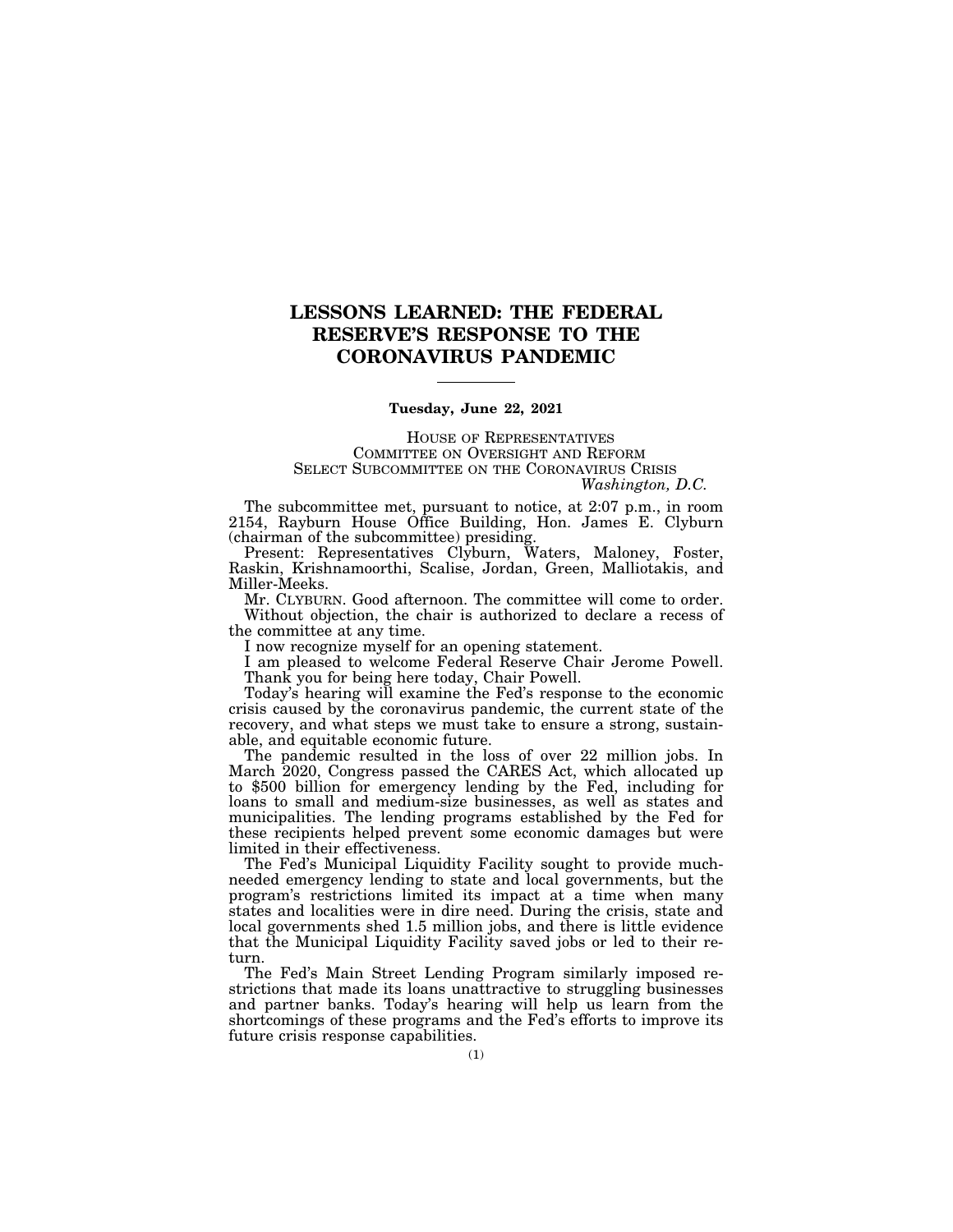# LESSONS LEARNED: THE FEDERAL RESERVE'S RESPONSE TO THE CORONAVIRUS PANDEMIC

---

**Tuesday, June 22, 2021**

HOUSE OF REPRESENTATIVES
COMMITTEE ON OVERSIGHT AND REFORM
SELECT SUBCOMMITTEE ON THE CORONAVIRUS CRISIS
*Washington, D.C.*

The subcommittee met, pursuant to notice, at 2:07 p.m., in room 2154, Rayburn House Office Building, Hon. James E. Clyburn (chairman of the subcommittee) presiding.

Present: Representatives Clyburn, Waters, Maloney, Foster, Raskin, Krishnamoorthi, Scalise, Jordan, Green, Malliotakis, and Miller-Meeks.

Mr. CLYBURN. Good afternoon. The committee will come to order.

Without objection, the chair is authorized to declare a recess of the committee at any time.

I now recognize myself for an opening statement.

I am pleased to welcome Federal Reserve Chair Jerome Powell.

Thank you for being here today, Chair Powell.

Today's hearing will examine the Fed's response to the economic crisis caused by the coronavirus pandemic, the current state of the recovery, and what steps we must take to ensure a strong, sustainable, and equitable economic future.

The pandemic resulted in the loss of over 22 million jobs. In March 2020, Congress passed the CARES Act, which allocated up to $500 billion for emergency lending by the Fed, including for loans to small and medium-size businesses, as well as states and municipalities. The lending programs established by the Fed for these recipients helped prevent some economic damages but were limited in their effectiveness.

The Fed's Municipal Liquidity Facility sought to provide much-needed emergency lending to state and local governments, but the program's restrictions limited its impact at a time when many states and localities were in dire need. During the crisis, state and local governments shed 1.5 million jobs, and there is little evidence that the Municipal Liquidity Facility saved jobs or led to their return.

The Fed's Main Street Lending Program similarly imposed restrictions that made its loans unattractive to struggling businesses and partner banks. Today's hearing will help us learn from the shortcomings of these programs and the Fed's efforts to improve its future crisis response capabilities.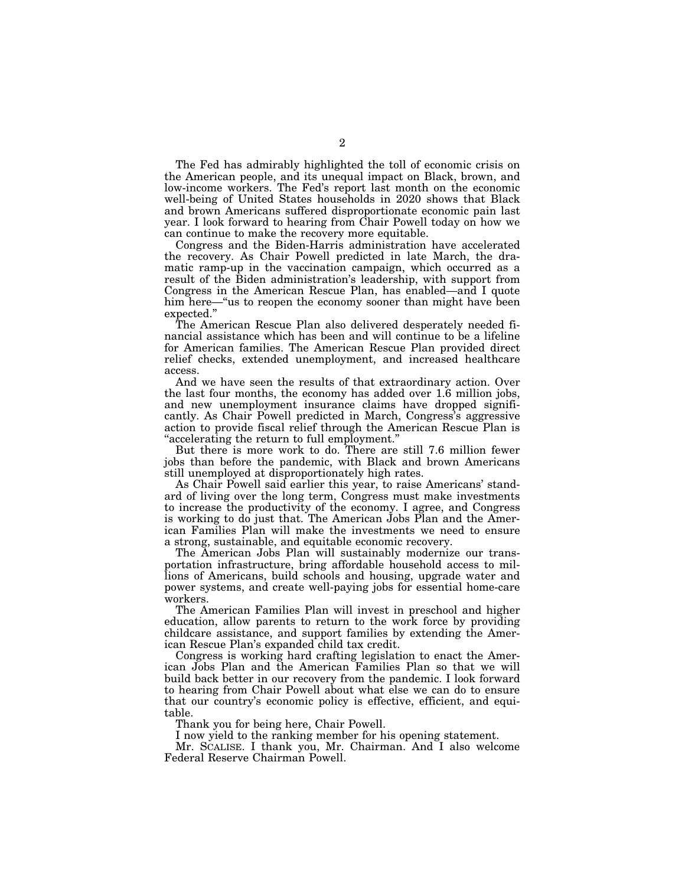The Fed has admirably highlighted the toll of economic crisis on the American people, and its unequal impact on Black, brown, and low-income workers. The Fed's report last month on the economic well-being of United States households in 2020 shows that Black and brown Americans suffered disproportionate economic pain last year. I look forward to hearing from Chair Powell today on how we can continue to make the recovery more equitable.

Congress and the Biden-Harris administration have accelerated the recovery. As Chair Powell predicted in late March, the dramatic ramp-up in the vaccination campaign, which occurred as a result of the Biden administration's leadership, with support from Congress in the American Rescue Plan, has enabled—and I quote him here—"us to reopen the economy sooner than might have been expected."

The American Rescue Plan also delivered desperately needed financial assistance which has been and will continue to be a lifeline for American families. The American Rescue Plan provided direct relief checks, extended unemployment, and increased healthcare access.

And we have seen the results of that extraordinary action. Over the last four months, the economy has added over 1.6 million jobs, and new unemployment insurance claims have dropped significantly. As Chair Powell predicted in March, Congress's aggressive action to provide fiscal relief through the American Rescue Plan is "accelerating the return to full employment."

But there is more work to do. There are still 7.6 million fewer jobs than before the pandemic, with Black and brown Americans still unemployed at disproportionately high rates.

As Chair Powell said earlier this year, to raise Americans' standard of living over the long term, Congress must make investments to increase the productivity of the economy. I agree, and Congress is working to do just that. The American Jobs Plan and the American Families Plan will make the investments we need to ensure a strong, sustainable, and equitable economic recovery.

The American Jobs Plan will sustainably modernize our transportation infrastructure, bring affordable household access to millions of Americans, build schools and housing, upgrade water and power systems, and create well-paying jobs for essential home-care workers.

The American Families Plan will invest in preschool and higher education, allow parents to return to the work force by providing childcare assistance, and support families by extending the American Rescue Plan's expanded child tax credit.

Congress is working hard crafting legislation to enact the American Jobs Plan and the American Families Plan so that we will build back better in our recovery from the pandemic. I look forward to hearing from Chair Powell about what else we can do to ensure that our country's economic policy is effective, efficient, and equitable.

Thank you for being here, Chair Powell.

I now yield to the ranking member for his opening statement.

Mr. SCALISE. I thank you, Mr. Chairman. And I also welcome Federal Reserve Chairman Powell.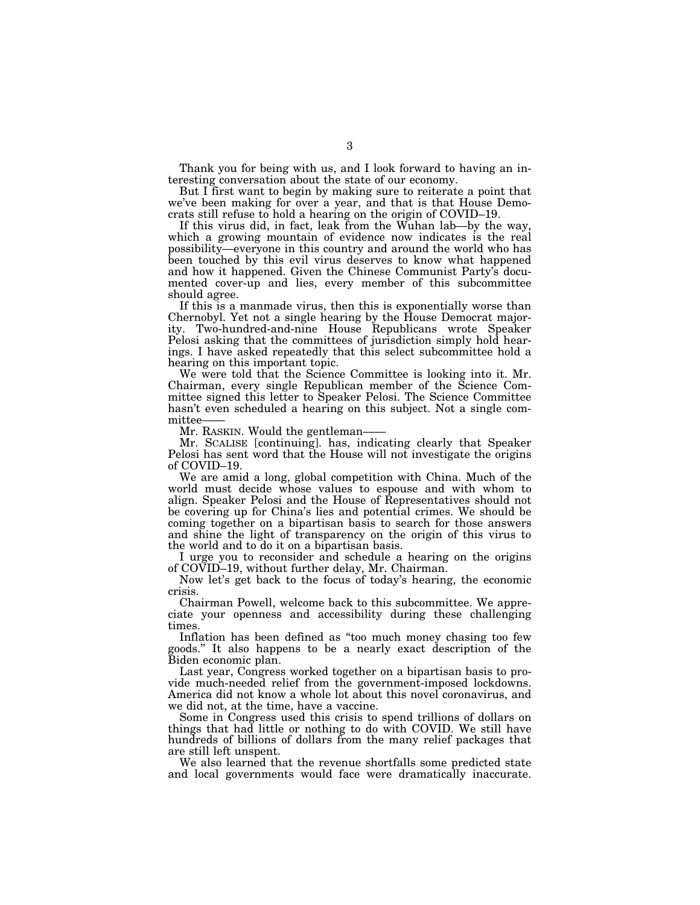Thank you for being with us, and I look forward to having an interesting conversation about the state of our economy.

But I first want to begin by making sure to reiterate a point that we've been making for over a year, and that is that House Democrats still refuse to hold a hearing on the origin of COVID–19.

If this virus did, in fact, leak from the Wuhan lab—by the way, which a growing mountain of evidence now indicates is the real possibility—everyone in this country and around the world who has been touched by this evil virus deserves to know what happened and how it happened. Given the Chinese Communist Party's documented cover-up and lies, every member of this subcommittee should agree.

If this is a manmade virus, then this is exponentially worse than Chernobyl. Yet not a single hearing by the House Democrat majority. Two-hundred-and-nine House Republicans wrote Speaker Pelosi asking that the committees of jurisdiction simply hold hearings. I have asked repeatedly that this select subcommittee hold a hearing on this important topic.

We were told that the Science Committee is looking into it. Mr. Chairman, every single Republican member of the Science Committee signed this letter to Speaker Pelosi. The Science Committee hasn't even scheduled a hearing on this subject. Not a single committee——

Mr. RASKIN. Would the gentleman——

Mr. SCALISE [continuing]. has, indicating clearly that Speaker Pelosi has sent word that the House will not investigate the origins of COVID–19.

We are amid a long, global competition with China. Much of the world must decide whose values to espouse and with whom to align. Speaker Pelosi and the House of Representatives should not be covering up for China's lies and potential crimes. We should be coming together on a bipartisan basis to search for those answers and shine the light of transparency on the origin of this virus to the world and to do it on a bipartisan basis.

I urge you to reconsider and schedule a hearing on the origins of COVID–19, without further delay, Mr. Chairman.

Now let's get back to the focus of today's hearing, the economic crisis.

Chairman Powell, welcome back to this subcommittee. We appreciate your openness and accessibility during these challenging times.

Inflation has been defined as "too much money chasing too few goods." It also happens to be a nearly exact description of the Biden economic plan.

Last year, Congress worked together on a bipartisan basis to provide much-needed relief from the government-imposed lockdowns. America did not know a whole lot about this novel coronavirus, and we did not, at the time, have a vaccine.

Some in Congress used this crisis to spend trillions of dollars on things that had little or nothing to do with COVID. We still have hundreds of billions of dollars from the many relief packages that are still left unspent.

We also learned that the revenue shortfalls some predicted state and local governments would face were dramatically inaccurate.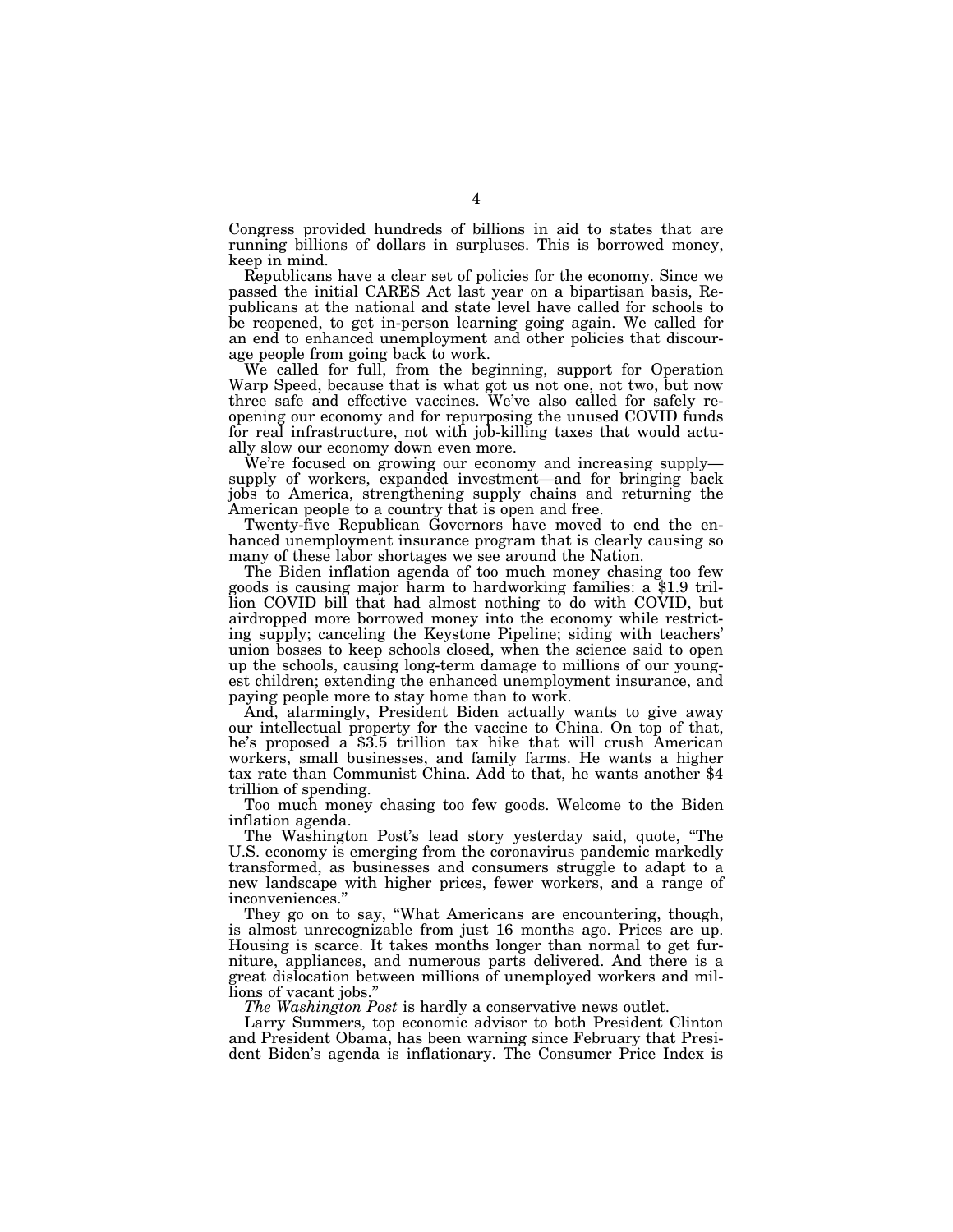Congress provided hundreds of billions in aid to states that are running billions of dollars in surpluses. This is borrowed money, keep in mind.

Republicans have a clear set of policies for the economy. Since we passed the initial CARES Act last year on a bipartisan basis, Republicans at the national and state level have called for schools to be reopened, to get in-person learning going again. We called for an end to enhanced unemployment and other policies that discourage people from going back to work.

We called for full, from the beginning, support for Operation Warp Speed, because that is what got us not one, not two, but now three safe and effective vaccines. We've also called for safely reopening our economy and for repurposing the unused COVID funds for real infrastructure, not with job-killing taxes that would actually slow our economy down even more.

We're focused on growing our economy and increasing supply—supply of workers, expanded investment—and for bringing back jobs to America, strengthening supply chains and returning the American people to a country that is open and free.

Twenty-five Republican Governors have moved to end the enhanced unemployment insurance program that is clearly causing so many of these labor shortages we see around the Nation.

The Biden inflation agenda of too much money chasing too few goods is causing major harm to hardworking families: a $1.9 trillion COVID bill that had almost nothing to do with COVID, but airdropped more borrowed money into the economy while restricting supply; canceling the Keystone Pipeline; siding with teachers' union bosses to keep schools closed, when the science said to open up the schools, causing long-term damage to millions of our youngest children; extending the enhanced unemployment insurance, and paying people more to stay home than to work.

And, alarmingly, President Biden actually wants to give away our intellectual property for the vaccine to China. On top of that, he's proposed a $3.5 trillion tax hike that will crush American workers, small businesses, and family farms. He wants a higher tax rate than Communist China. Add to that, he wants another $4 trillion of spending.

Too much money chasing too few goods. Welcome to the Biden inflation agenda.

The Washington Post's lead story yesterday said, quote, "The U.S. economy is emerging from the coronavirus pandemic markedly transformed, as businesses and consumers struggle to adapt to a new landscape with higher prices, fewer workers, and a range of inconveniences."

They go on to say, "What Americans are encountering, though, is almost unrecognizable from just 16 months ago. Prices are up. Housing is scarce. It takes months longer than normal to get furniture, appliances, and numerous parts delivered. And there is a great dislocation between millions of unemployed workers and millions of vacant jobs."

*The Washington Post* is hardly a conservative news outlet.

Larry Summers, top economic advisor to both President Clinton and President Obama, has been warning since February that President Biden's agenda is inflationary. The Consumer Price Index is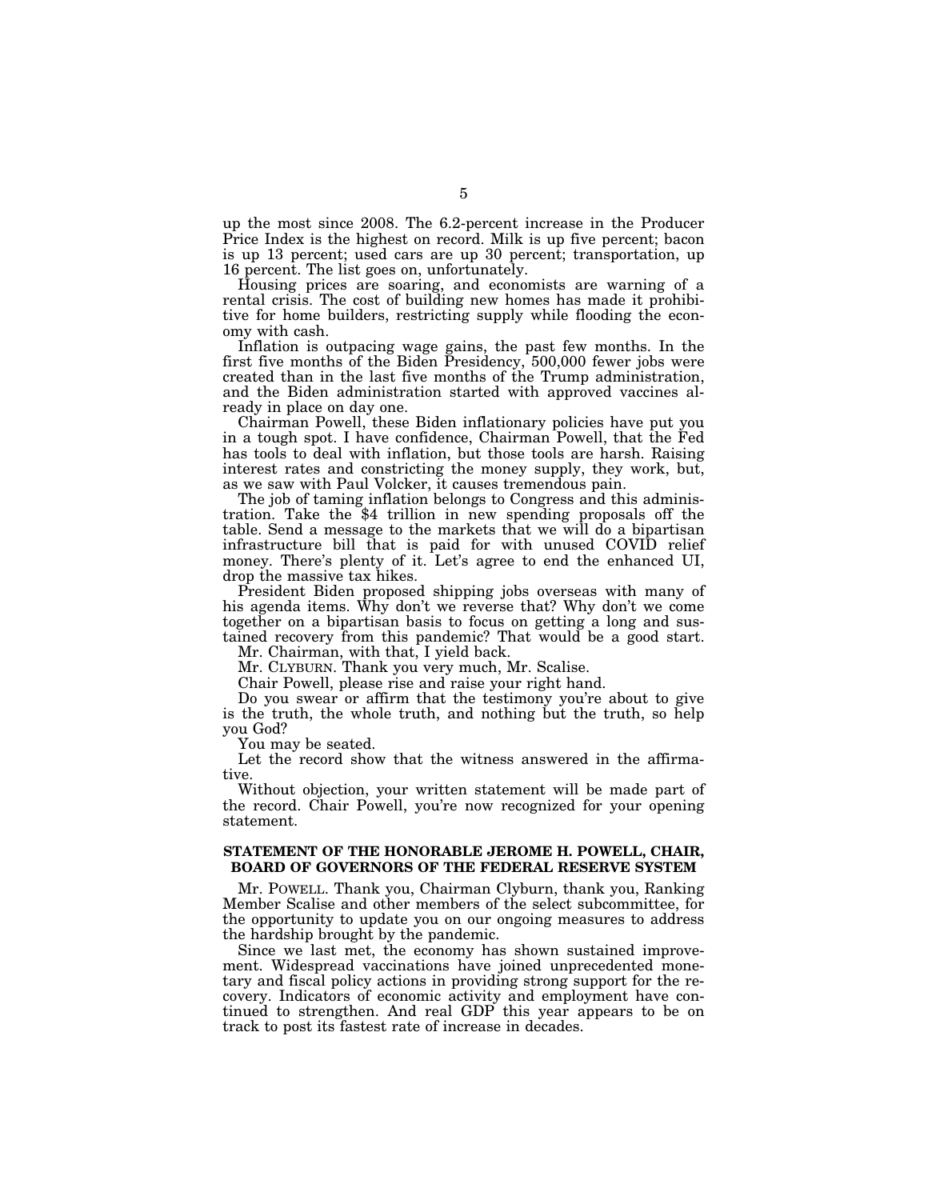up the most since 2008. The 6.2-percent increase in the Producer Price Index is the highest on record. Milk is up five percent; bacon is up 13 percent; used cars are up 30 percent; transportation, up 16 percent. The list goes on, unfortunately.

Housing prices are soaring, and economists are warning of a rental crisis. The cost of building new homes has made it prohibitive for home builders, restricting supply while flooding the economy with cash.

Inflation is outpacing wage gains, the past few months. In the first five months of the Biden Presidency, 500,000 fewer jobs were created than in the last five months of the Trump administration, and the Biden administration started with approved vaccines already in place on day one.

Chairman Powell, these Biden inflationary policies have put you in a tough spot. I have confidence, Chairman Powell, that the Fed has tools to deal with inflation, but those tools are harsh. Raising interest rates and constricting the money supply, they work, but, as we saw with Paul Volcker, it causes tremendous pain.

The job of taming inflation belongs to Congress and this administration. Take the $4 trillion in new spending proposals off the table. Send a message to the markets that we will do a bipartisan infrastructure bill that is paid for with unused COVID relief money. There's plenty of it. Let's agree to end the enhanced UI, drop the massive tax hikes.

President Biden proposed shipping jobs overseas with many of his agenda items. Why don't we reverse that? Why don't we come together on a bipartisan basis to focus on getting a long and sustained recovery from this pandemic? That would be a good start.

Mr. Chairman, with that, I yield back.

Mr. CLYBURN. Thank you very much, Mr. Scalise.

Chair Powell, please rise and raise your right hand.

Do you swear or affirm that the testimony you're about to give is the truth, the whole truth, and nothing but the truth, so help you God?

You may be seated.

Let the record show that the witness answered in the affirmative.

Without objection, your written statement will be made part of the record. Chair Powell, you're now recognized for your opening statement.

## STATEMENT OF THE HONORABLE JEROME H. POWELL, CHAIR, BOARD OF GOVERNORS OF THE FEDERAL RESERVE SYSTEM

Mr. POWELL. Thank you, Chairman Clyburn, thank you, Ranking Member Scalise and other members of the select subcommittee, for the opportunity to update you on our ongoing measures to address the hardship brought by the pandemic.

Since we last met, the economy has shown sustained improvement. Widespread vaccinations have joined unprecedented monetary and fiscal policy actions in providing strong support for the recovery. Indicators of economic activity and employment have continued to strengthen. And real GDP this year appears to be on track to post its fastest rate of increase in decades.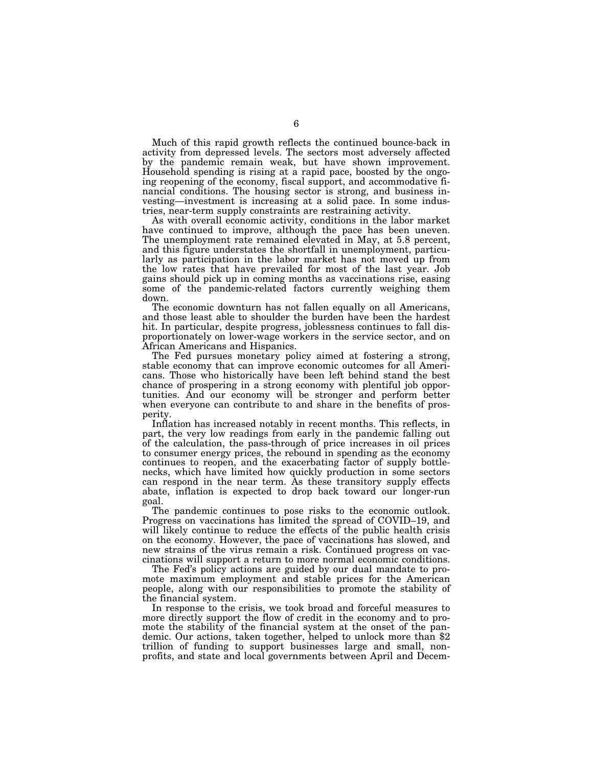Much of this rapid growth reflects the continued bounce-back in activity from depressed levels. The sectors most adversely affected by the pandemic remain weak, but have shown improvement. Household spending is rising at a rapid pace, boosted by the ongoing reopening of the economy, fiscal support, and accommodative financial conditions. The housing sector is strong, and business investing—investment is increasing at a solid pace. In some industries, near-term supply constraints are restraining activity.

As with overall economic activity, conditions in the labor market have continued to improve, although the pace has been uneven. The unemployment rate remained elevated in May, at 5.8 percent, and this figure understates the shortfall in unemployment, particularly as participation in the labor market has not moved up from the low rates that have prevailed for most of the last year. Job gains should pick up in coming months as vaccinations rise, easing some of the pandemic-related factors currently weighing them down.

The economic downturn has not fallen equally on all Americans, and those least able to shoulder the burden have been the hardest hit. In particular, despite progress, joblessness continues to fall disproportionately on lower-wage workers in the service sector, and on African Americans and Hispanics.

The Fed pursues monetary policy aimed at fostering a strong, stable economy that can improve economic outcomes for all Americans. Those who historically have been left behind stand the best chance of prospering in a strong economy with plentiful job opportunities. And our economy will be stronger and perform better when everyone can contribute to and share in the benefits of prosperity.

Inflation has increased notably in recent months. This reflects, in part, the very low readings from early in the pandemic falling out of the calculation, the pass-through of price increases in oil prices to consumer energy prices, the rebound in spending as the economy continues to reopen, and the exacerbating factor of supply bottlenecks, which have limited how quickly production in some sectors can respond in the near term. As these transitory supply effects abate, inflation is expected to drop back toward our longer-run goal.

The pandemic continues to pose risks to the economic outlook. Progress on vaccinations has limited the spread of COVID–19, and will likely continue to reduce the effects of the public health crisis on the economy. However, the pace of vaccinations has slowed, and new strains of the virus remain a risk. Continued progress on vaccinations will support a return to more normal economic conditions.

The Fed's policy actions are guided by our dual mandate to promote maximum employment and stable prices for the American people, along with our responsibilities to promote the stability of the financial system.

In response to the crisis, we took broad and forceful measures to more directly support the flow of credit in the economy and to promote the stability of the financial system at the onset of the pandemic. Our actions, taken together, helped to unlock more than $2 trillion of funding to support businesses large and small, nonprofits, and state and local governments between April and Decem-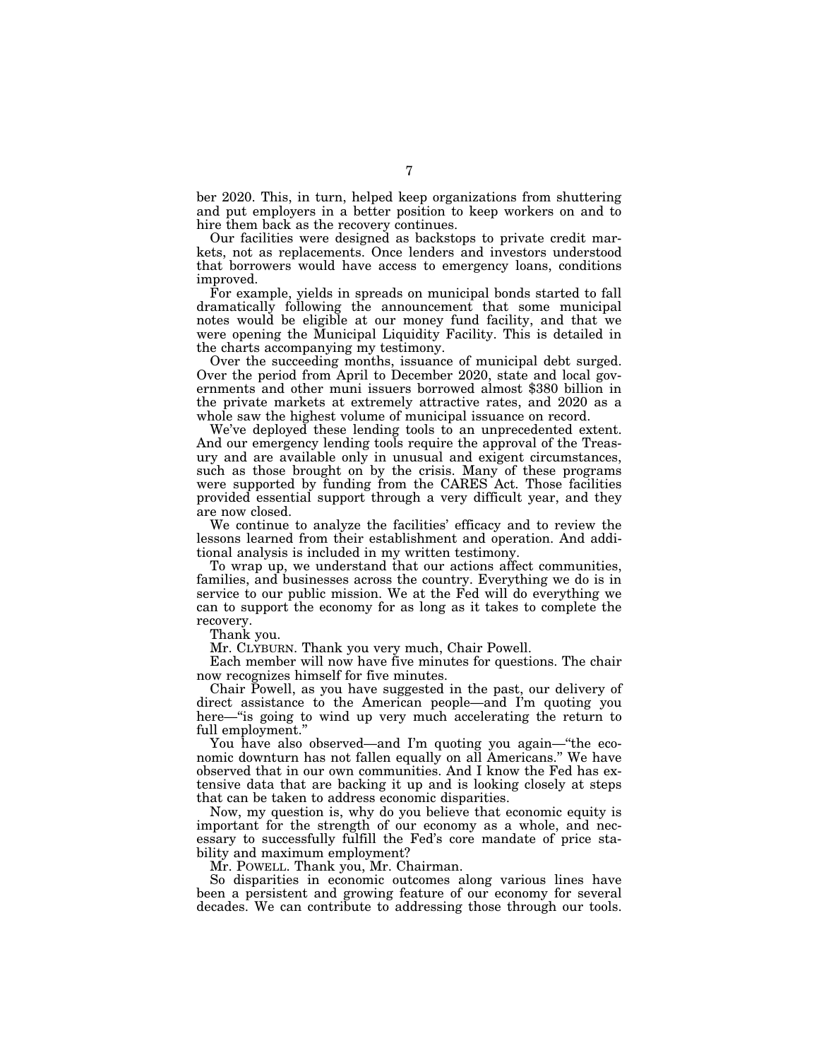ber 2020. This, in turn, helped keep organizations from shuttering and put employers in a better position to keep workers on and to hire them back as the recovery continues.

Our facilities were designed as backstops to private credit markets, not as replacements. Once lenders and investors understood that borrowers would have access to emergency loans, conditions improved.

For example, yields in spreads on municipal bonds started to fall dramatically following the announcement that some municipal notes would be eligible at our money fund facility, and that we were opening the Municipal Liquidity Facility. This is detailed in the charts accompanying my testimony.

Over the succeeding months, issuance of municipal debt surged. Over the period from April to December 2020, state and local governments and other muni issuers borrowed almost $380 billion in the private markets at extremely attractive rates, and 2020 as a whole saw the highest volume of municipal issuance on record.

We've deployed these lending tools to an unprecedented extent. And our emergency lending tools require the approval of the Treasury and are available only in unusual and exigent circumstances, such as those brought on by the crisis. Many of these programs were supported by funding from the CARES Act. Those facilities provided essential support through a very difficult year, and they are now closed.

We continue to analyze the facilities' efficacy and to review the lessons learned from their establishment and operation. And additional analysis is included in my written testimony.

To wrap up, we understand that our actions affect communities, families, and businesses across the country. Everything we do is in service to our public mission. We at the Fed will do everything we can to support the economy for as long as it takes to complete the recovery.

Thank you.

Mr. CLYBURN. Thank you very much, Chair Powell.

Each member will now have five minutes for questions. The chair now recognizes himself for five minutes.

Chair Powell, as you have suggested in the past, our delivery of direct assistance to the American people—and I'm quoting you here—"is going to wind up very much accelerating the return to full employment."

You have also observed—and I'm quoting you again—"the economic downturn has not fallen equally on all Americans." We have observed that in our own communities. And I know the Fed has extensive data that are backing it up and is looking closely at steps that can be taken to address economic disparities.

Now, my question is, why do you believe that economic equity is important for the strength of our economy as a whole, and necessary to successfully fulfill the Fed's core mandate of price stability and maximum employment?

Mr. POWELL. Thank you, Mr. Chairman.

So disparities in economic outcomes along various lines have been a persistent and growing feature of our economy for several decades. We can contribute to addressing those through our tools.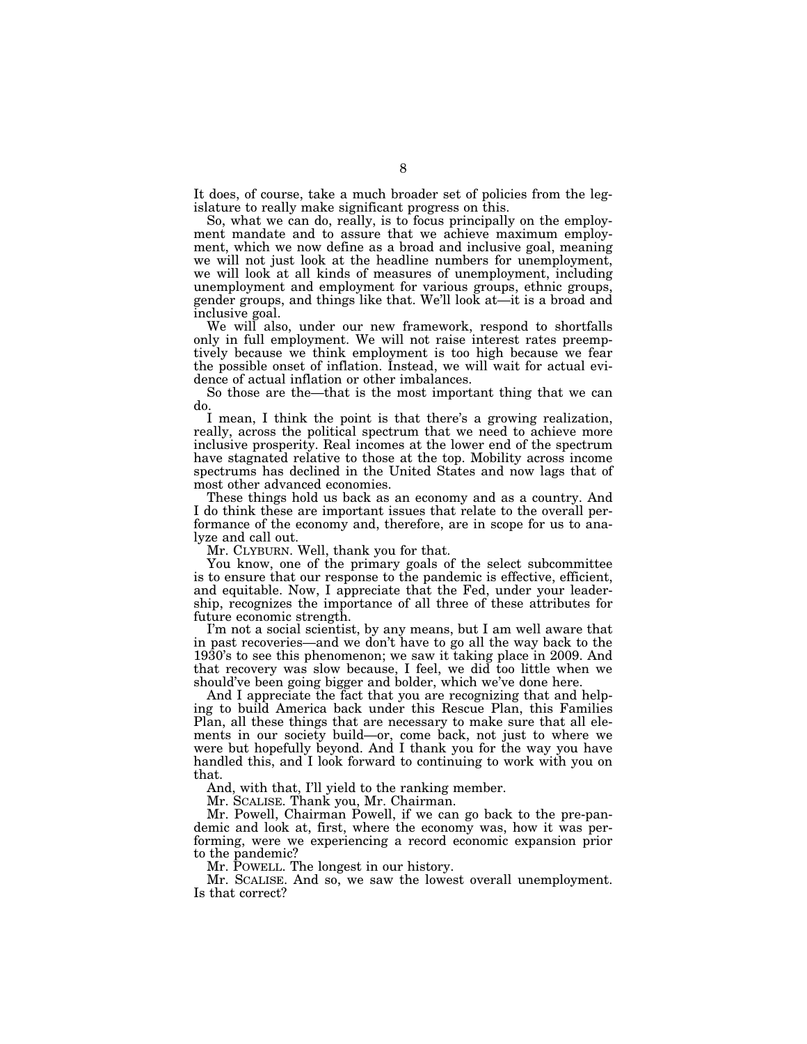It does, of course, take a much broader set of policies from the legislature to really make significant progress on this.

So, what we can do, really, is to focus principally on the employment mandate and to assure that we achieve maximum employment, which we now define as a broad and inclusive goal, meaning we will not just look at the headline numbers for unemployment, we will look at all kinds of measures of unemployment, including unemployment and employment for various groups, ethnic groups, gender groups, and things like that. We'll look at—it is a broad and inclusive goal.

We will also, under our new framework, respond to shortfalls only in full employment. We will not raise interest rates preemptively because we think employment is too high because we fear the possible onset of inflation. Instead, we will wait for actual evidence of actual inflation or other imbalances.

So those are the—that is the most important thing that we can do.

I mean, I think the point is that there's a growing realization, really, across the political spectrum that we need to achieve more inclusive prosperity. Real incomes at the lower end of the spectrum have stagnated relative to those at the top. Mobility across income spectrums has declined in the United States and now lags that of most other advanced economies.

These things hold us back as an economy and as a country. And I do think these are important issues that relate to the overall performance of the economy and, therefore, are in scope for us to analyze and call out.

Mr. CLYBURN. Well, thank you for that.

You know, one of the primary goals of the select subcommittee is to ensure that our response to the pandemic is effective, efficient, and equitable. Now, I appreciate that the Fed, under your leadership, recognizes the importance of all three of these attributes for future economic strength.

I'm not a social scientist, by any means, but I am well aware that in past recoveries—and we don't have to go all the way back to the 1930's to see this phenomenon; we saw it taking place in 2009. And that recovery was slow because, I feel, we did too little when we should've been going bigger and bolder, which we've done here.

And I appreciate the fact that you are recognizing that and helping to build America back under this Rescue Plan, this Families Plan, all these things that are necessary to make sure that all elements in our society build—or, come back, not just to where we were but hopefully beyond. And I thank you for the way you have handled this, and I look forward to continuing to work with you on that.

And, with that, I'll yield to the ranking member.

Mr. SCALISE. Thank you, Mr. Chairman.

Mr. Powell, Chairman Powell, if we can go back to the pre-pandemic and look at, first, where the economy was, how it was performing, were we experiencing a record economic expansion prior to the pandemic?

Mr. POWELL. The longest in our history.

Mr. SCALISE. And so, we saw the lowest overall unemployment. Is that correct?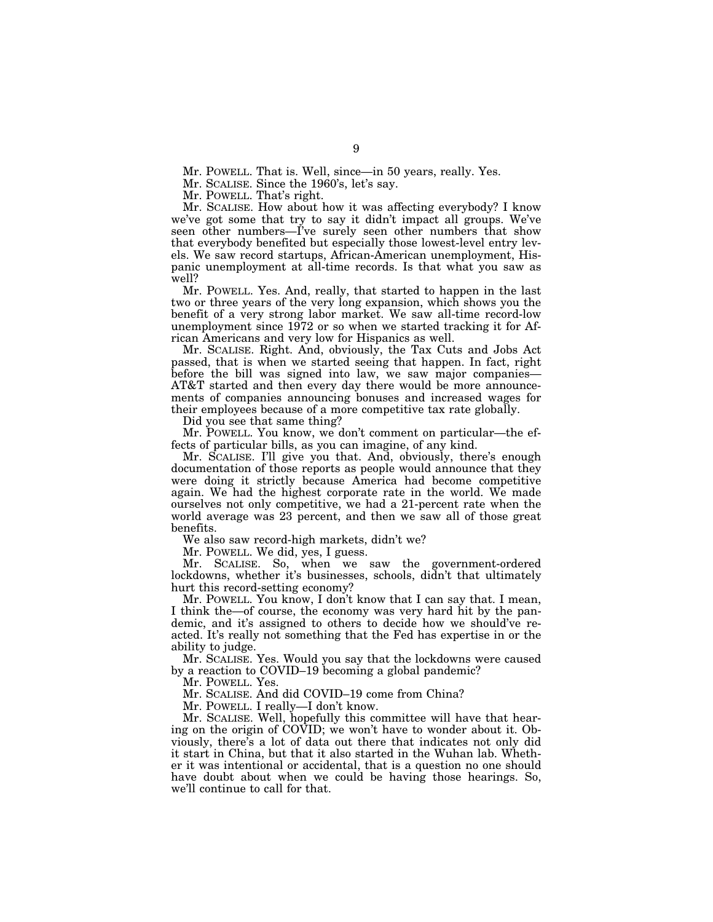Mr. POWELL. That is. Well, since—in 50 years, really. Yes.

Mr. SCALISE. Since the 1960's, let's say.

Mr. POWELL. That's right.

Mr. SCALISE. How about how it was affecting everybody? I know we've got some that try to say it didn't impact all groups. We've seen other numbers—I've surely seen other numbers that show that everybody benefited but especially those lowest-level entry levels. We saw record startups, African-American unemployment, Hispanic unemployment at all-time records. Is that what you saw as well?

Mr. POWELL. Yes. And, really, that started to happen in the last two or three years of the very long expansion, which shows you the benefit of a very strong labor market. We saw all-time record-low unemployment since 1972 or so when we started tracking it for African Americans and very low for Hispanics as well.

Mr. SCALISE. Right. And, obviously, the Tax Cuts and Jobs Act passed, that is when we started seeing that happen. In fact, right before the bill was signed into law, we saw major companies—AT&T started and then every day there would be more announcements of companies announcing bonuses and increased wages for their employees because of a more competitive tax rate globally.

Did you see that same thing?

Mr. POWELL. You know, we don't comment on particular—the effects of particular bills, as you can imagine, of any kind.

Mr. SCALISE. I'll give you that. And, obviously, there's enough documentation of those reports as people would announce that they were doing it strictly because America had become competitive again. We had the highest corporate rate in the world. We made ourselves not only competitive, we had a 21-percent rate when the world average was 23 percent, and then we saw all of those great benefits.

We also saw record-high markets, didn't we?

Mr. POWELL. We did, yes, I guess.

Mr. SCALISE. So, when we saw the government-ordered lockdowns, whether it's businesses, schools, didn't that ultimately hurt this record-setting economy?

Mr. POWELL. You know, I don't know that I can say that. I mean, I think the—of course, the economy was very hard hit by the pandemic, and it's assigned to others to decide how we should've reacted. It's really not something that the Fed has expertise in or the ability to judge.

Mr. SCALISE. Yes. Would you say that the lockdowns were caused by a reaction to COVID–19 becoming a global pandemic?

Mr. POWELL. Yes.

Mr. SCALISE. And did COVID–19 come from China?

Mr. POWELL. I really—I don't know.

Mr. SCALISE. Well, hopefully this committee will have that hearing on the origin of COVID; we won't have to wonder about it. Obviously, there's a lot of data out there that indicates not only did it start in China, but that it also started in the Wuhan lab. Whether it was intentional or accidental, that is a question no one should have doubt about when we could be having those hearings. So, we'll continue to call for that.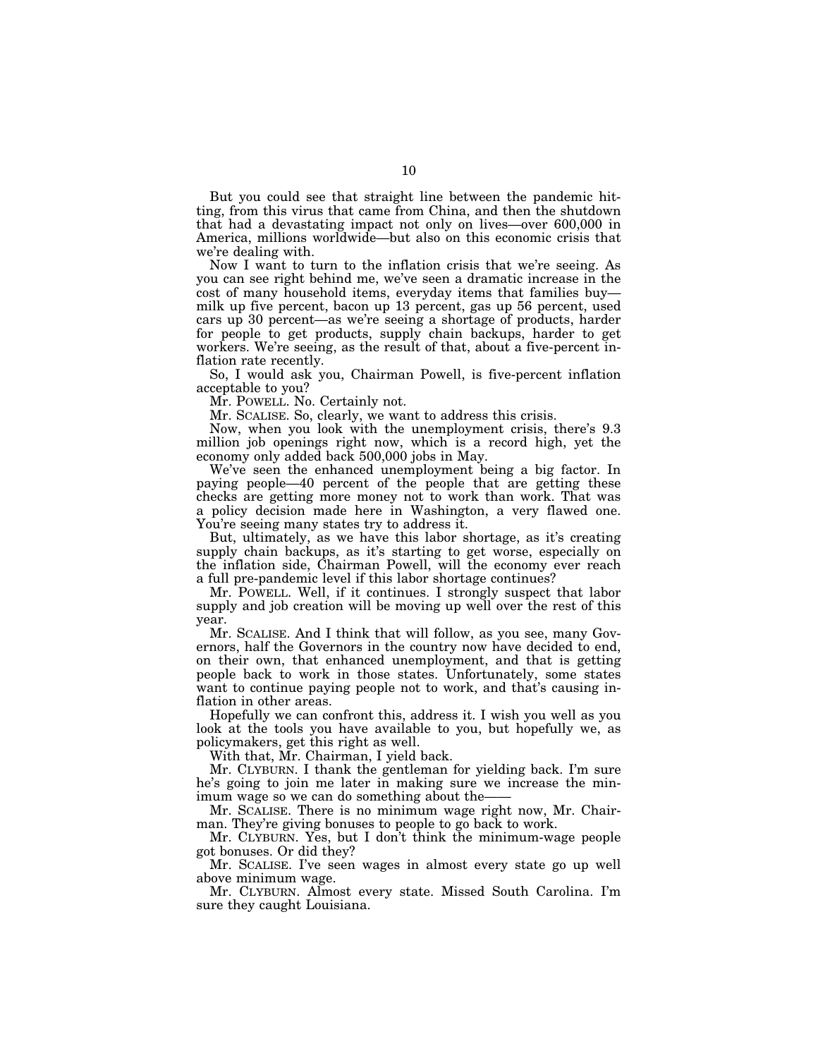But you could see that straight line between the pandemic hitting, from this virus that came from China, and then the shutdown that had a devastating impact not only on lives—over 600,000 in America, millions worldwide—but also on this economic crisis that we're dealing with.

Now I want to turn to the inflation crisis that we're seeing. As you can see right behind me, we've seen a dramatic increase in the cost of many household items, everyday items that families buy—milk up five percent, bacon up 13 percent, gas up 56 percent, used cars up 30 percent—as we're seeing a shortage of products, harder for people to get products, supply chain backups, harder to get workers. We're seeing, as the result of that, about a five-percent inflation rate recently.

So, I would ask you, Chairman Powell, is five-percent inflation acceptable to you?

Mr. POWELL. No. Certainly not.

Mr. SCALISE. So, clearly, we want to address this crisis.

Now, when you look with the unemployment crisis, there's 9.3 million job openings right now, which is a record high, yet the economy only added back 500,000 jobs in May.

We've seen the enhanced unemployment being a big factor. In paying people—40 percent of the people that are getting these checks are getting more money not to work than work. That was a policy decision made here in Washington, a very flawed one. You're seeing many states try to address it.

But, ultimately, as we have this labor shortage, as it's creating supply chain backups, as it's starting to get worse, especially on the inflation side, Chairman Powell, will the economy ever reach a full pre-pandemic level if this labor shortage continues?

Mr. POWELL. Well, if it continues. I strongly suspect that labor supply and job creation will be moving up well over the rest of this year.

Mr. SCALISE. And I think that will follow, as you see, many Governors, half the Governors in the country now have decided to end, on their own, that enhanced unemployment, and that is getting people back to work in those states. Unfortunately, some states want to continue paying people not to work, and that's causing inflation in other areas.

Hopefully we can confront this, address it. I wish you well as you look at the tools you have available to you, but hopefully we, as policymakers, get this right as well.

With that, Mr. Chairman, I yield back.

Mr. CLYBURN. I thank the gentleman for yielding back. I'm sure he's going to join me later in making sure we increase the minimum wage so we can do something about the——

Mr. SCALISE. There is no minimum wage right now, Mr. Chairman. They're giving bonuses to people to go back to work.

Mr. CLYBURN. Yes, but I don't think the minimum-wage people got bonuses. Or did they?

Mr. SCALISE. I've seen wages in almost every state go up well above minimum wage.

Mr. CLYBURN. Almost every state. Missed South Carolina. I'm sure they caught Louisiana.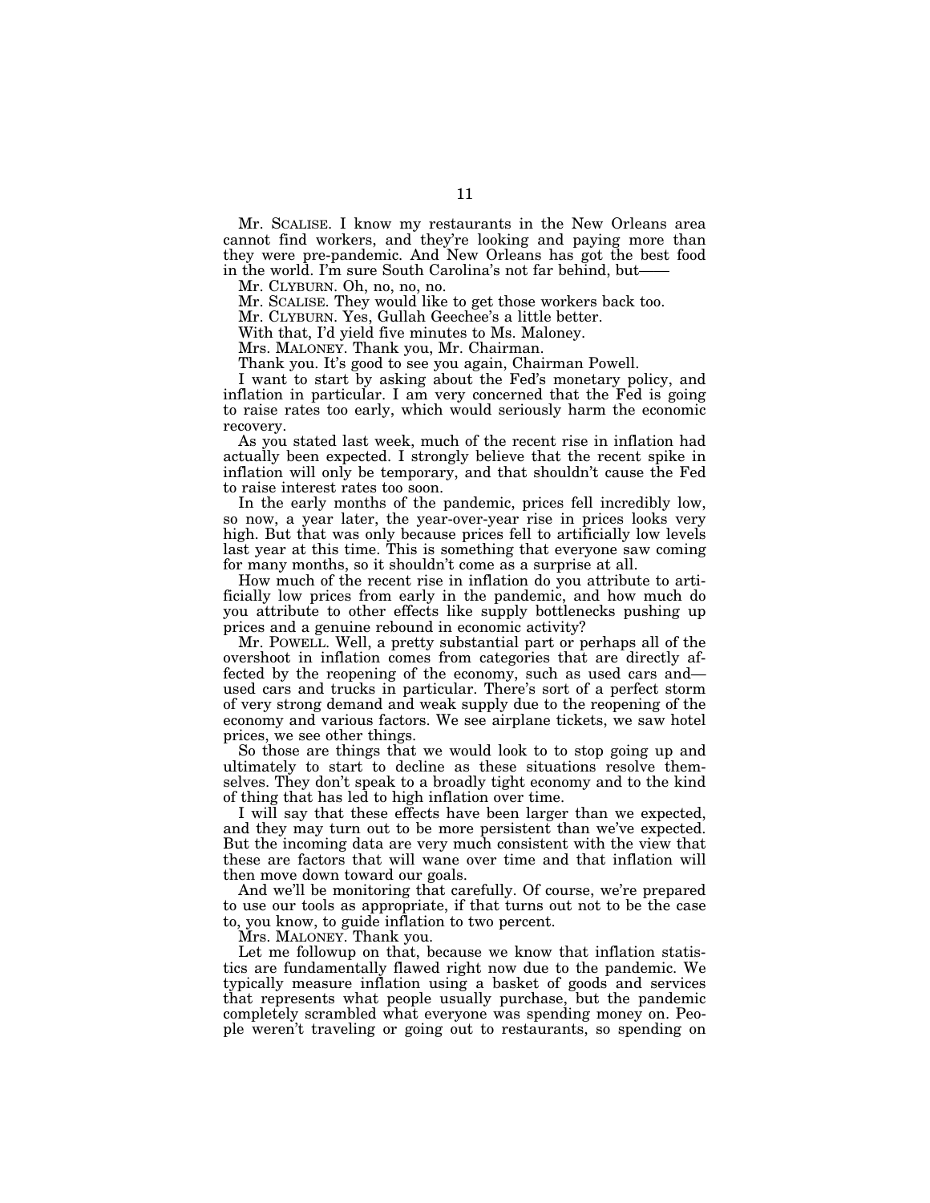Mr. SCALISE. I know my restaurants in the New Orleans area cannot find workers, and they're looking and paying more than they were pre-pandemic. And New Orleans has got the best food in the world. I'm sure South Carolina's not far behind, but——

Mr. CLYBURN. Oh, no, no, no.

Mr. SCALISE. They would like to get those workers back too.

Mr. CLYBURN. Yes, Gullah Geechee's a little better.

With that, I'd yield five minutes to Ms. Maloney.

Mrs. MALONEY. Thank you, Mr. Chairman.

Thank you. It's good to see you again, Chairman Powell.

I want to start by asking about the Fed's monetary policy, and inflation in particular. I am very concerned that the Fed is going to raise rates too early, which would seriously harm the economic recovery.

As you stated last week, much of the recent rise in inflation had actually been expected. I strongly believe that the recent spike in inflation will only be temporary, and that shouldn't cause the Fed to raise interest rates too soon.

In the early months of the pandemic, prices fell incredibly low, so now, a year later, the year-over-year rise in prices looks very high. But that was only because prices fell to artificially low levels last year at this time. This is something that everyone saw coming for many months, so it shouldn't come as a surprise at all.

How much of the recent rise in inflation do you attribute to artificially low prices from early in the pandemic, and how much do you attribute to other effects like supply bottlenecks pushing up prices and a genuine rebound in economic activity?

Mr. POWELL. Well, a pretty substantial part or perhaps all of the overshoot in inflation comes from categories that are directly affected by the reopening of the economy, such as used cars and—used cars and trucks in particular. There's sort of a perfect storm of very strong demand and weak supply due to the reopening of the economy and various factors. We see airplane tickets, we saw hotel prices, we see other things.

So those are things that we would look to to stop going up and ultimately to start to decline as these situations resolve themselves. They don't speak to a broadly tight economy and to the kind of thing that has led to high inflation over time.

I will say that these effects have been larger than we expected, and they may turn out to be more persistent than we've expected. But the incoming data are very much consistent with the view that these are factors that will wane over time and that inflation will then move down toward our goals.

And we'll be monitoring that carefully. Of course, we're prepared to use our tools as appropriate, if that turns out not to be the case to, you know, to guide inflation to two percent.

Mrs. MALONEY. Thank you.

Let me followup on that, because we know that inflation statistics are fundamentally flawed right now due to the pandemic. We typically measure inflation using a basket of goods and services that represents what people usually purchase, but the pandemic completely scrambled what everyone was spending money on. People weren't traveling or going out to restaurants, so spending on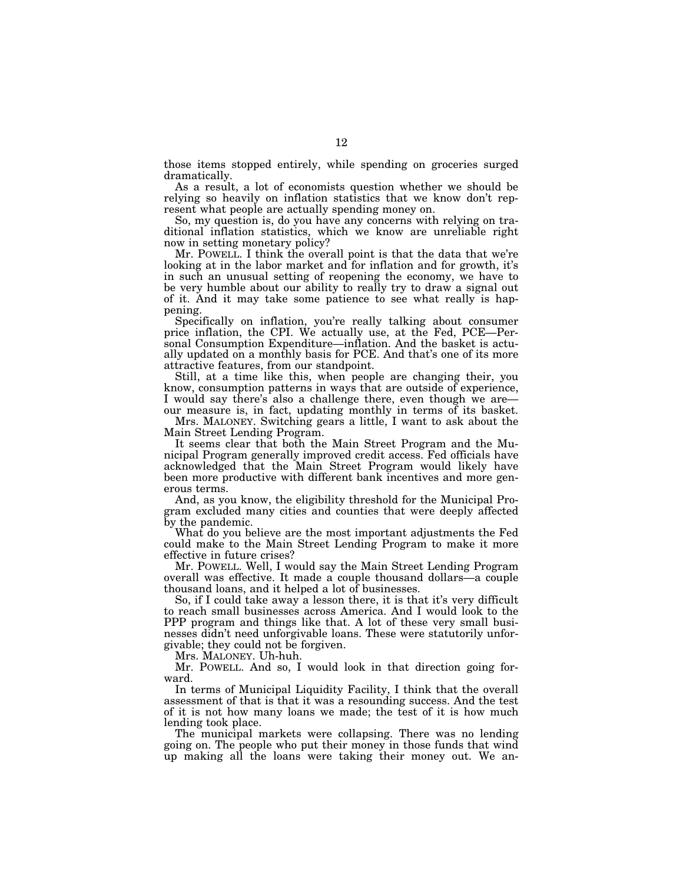those items stopped entirely, while spending on groceries surged dramatically.

As a result, a lot of economists question whether we should be relying so heavily on inflation statistics that we know don't represent what people are actually spending money on.

So, my question is, do you have any concerns with relying on traditional inflation statistics, which we know are unreliable right now in setting monetary policy?

Mr. POWELL. I think the overall point is that the data that we're looking at in the labor market and for inflation and for growth, it's in such an unusual setting of reopening the economy, we have to be very humble about our ability to really try to draw a signal out of it. And it may take some patience to see what really is happening.

Specifically on inflation, you're really talking about consumer price inflation, the CPI. We actually use, at the Fed, PCE—Personal Consumption Expenditure—inflation. And the basket is actually updated on a monthly basis for PCE. And that's one of its more attractive features, from our standpoint.

Still, at a time like this, when people are changing their, you know, consumption patterns in ways that are outside of experience, I would say there's also a challenge there, even though we are—our measure is, in fact, updating monthly in terms of its basket.

Mrs. MALONEY. Switching gears a little, I want to ask about the Main Street Lending Program.

It seems clear that both the Main Street Program and the Municipal Program generally improved credit access. Fed officials have acknowledged that the Main Street Program would likely have been more productive with different bank incentives and more generous terms.

And, as you know, the eligibility threshold for the Municipal Program excluded many cities and counties that were deeply affected by the pandemic.

What do you believe are the most important adjustments the Fed could make to the Main Street Lending Program to make it more effective in future crises?

Mr. POWELL. Well, I would say the Main Street Lending Program overall was effective. It made a couple thousand dollars—a couple thousand loans, and it helped a lot of businesses.

So, if I could take away a lesson there, it is that it's very difficult to reach small businesses across America. And I would look to the PPP program and things like that. A lot of these very small businesses didn't need unforgivable loans. These were statutorily unforgivable; they could not be forgiven.

Mrs. MALONEY. Uh-huh.

Mr. POWELL. And so, I would look in that direction going forward.

In terms of Municipal Liquidity Facility, I think that the overall assessment of that is that it was a resounding success. And the test of it is not how many loans we made; the test of it is how much lending took place.

The municipal markets were collapsing. There was no lending going on. The people who put their money in those funds that wind up making all the loans were taking their money out. We an-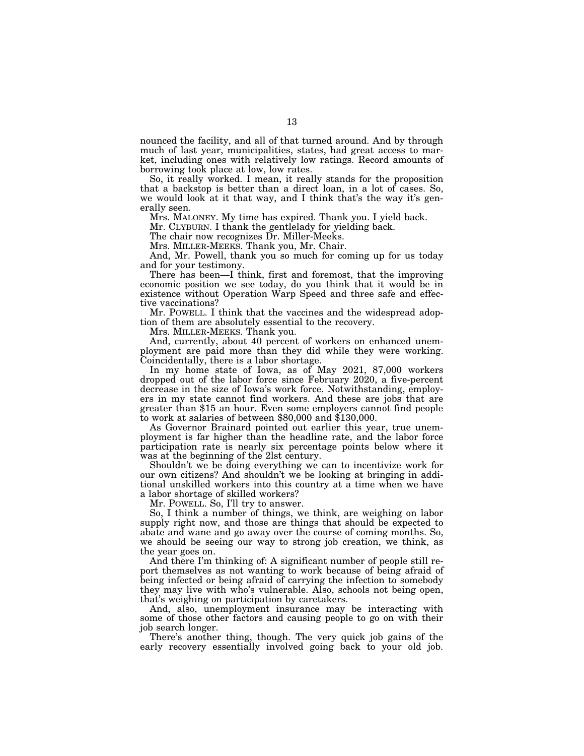nounced the facility, and all of that turned around. And by through much of last year, municipalities, states, had great access to market, including ones with relatively low ratings. Record amounts of borrowing took place at low, low rates.

So, it really worked. I mean, it really stands for the proposition that a backstop is better than a direct loan, in a lot of cases. So, we would look at it that way, and I think that's the way it's generally seen.

Mrs. MALONEY. My time has expired. Thank you. I yield back.

Mr. CLYBURN. I thank the gentlelady for yielding back.

The chair now recognizes Dr. Miller-Meeks.

Mrs. MILLER-MEEKS. Thank you, Mr. Chair.

And, Mr. Powell, thank you so much for coming up for us today and for your testimony.

There has been—I think, first and foremost, that the improving economic position we see today, do you think that it would be in existence without Operation Warp Speed and three safe and effective vaccinations?

Mr. POWELL. I think that the vaccines and the widespread adoption of them are absolutely essential to the recovery.

Mrs. MILLER-MEEKS. Thank you.

And, currently, about 40 percent of workers on enhanced unemployment are paid more than they did while they were working. Coincidentally, there is a labor shortage.

In my home state of Iowa, as of May 2021, 87,000 workers dropped out of the labor force since February 2020, a five-percent decrease in the size of Iowa's work force. Notwithstanding, employers in my state cannot find workers. And these are jobs that are greater than $15 an hour. Even some employers cannot find people to work at salaries of between $80,000 and $130,000.

As Governor Brainard pointed out earlier this year, true unemployment is far higher than the headline rate, and the labor force participation rate is nearly six percentage points below where it was at the beginning of the 21st century.

Shouldn't we be doing everything we can to incentivize work for our own citizens? And shouldn't we be looking at bringing in additional unskilled workers into this country at a time when we have a labor shortage of skilled workers?

Mr. POWELL. So, I'll try to answer.

So, I think a number of things, we think, are weighing on labor supply right now, and those are things that should be expected to abate and wane and go away over the course of coming months. So, we should be seeing our way to strong job creation, we think, as the year goes on.

And there I'm thinking of: A significant number of people still report themselves as not wanting to work because of being afraid of being infected or being afraid of carrying the infection to somebody they may live with who's vulnerable. Also, schools not being open, that's weighing on participation by caretakers.

And, also, unemployment insurance may be interacting with some of those other factors and causing people to go on with their job search longer.

There's another thing, though. The very quick job gains of the early recovery essentially involved going back to your old job.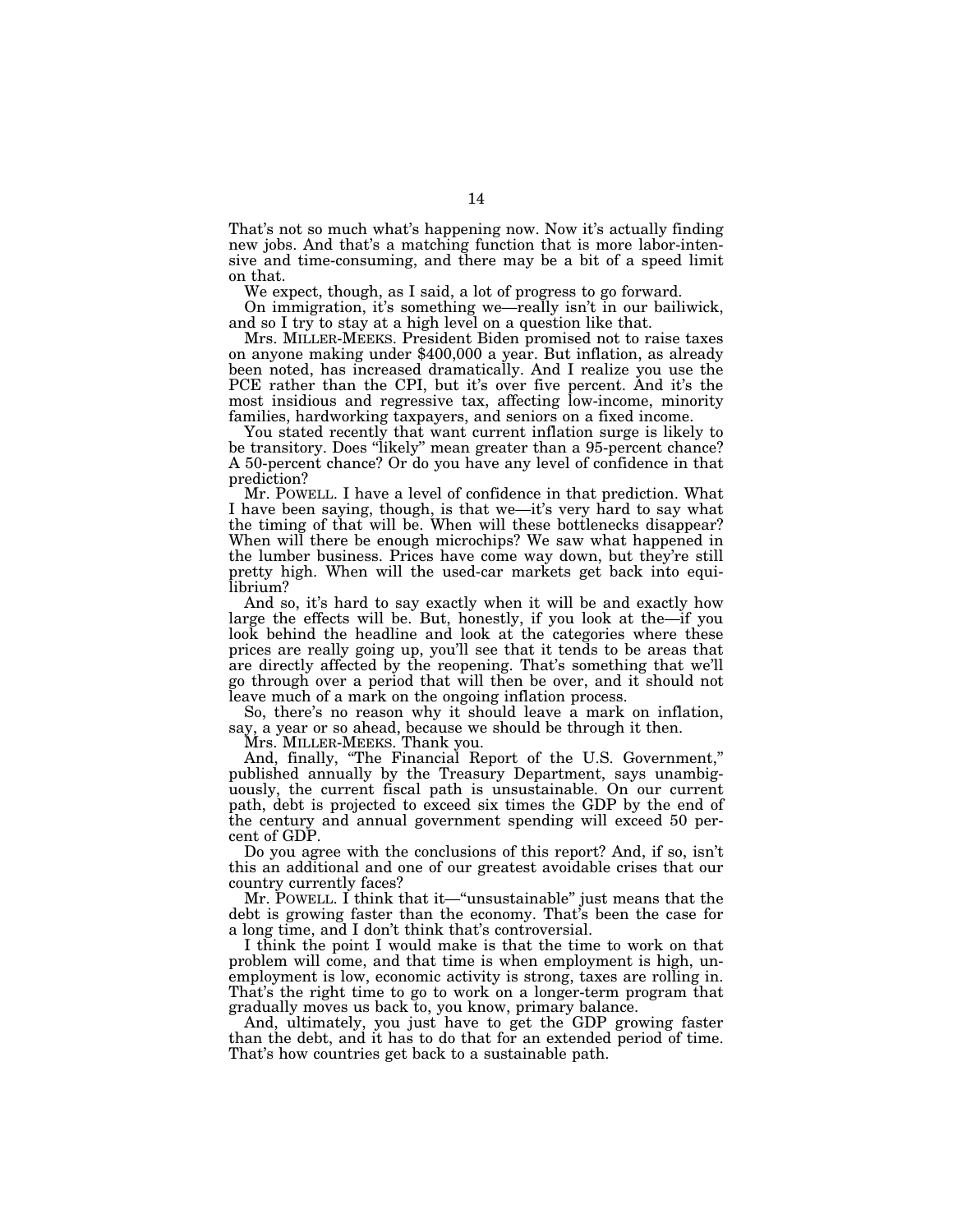That's not so much what's happening now. Now it's actually finding new jobs. And that's a matching function that is more labor-intensive and time-consuming, and there may be a bit of a speed limit on that.

We expect, though, as I said, a lot of progress to go forward.

On immigration, it's something we—really isn't in our bailiwick, and so I try to stay at a high level on a question like that.

Mrs. MILLER-MEEKS. President Biden promised not to raise taxes on anyone making under $400,000 a year. But inflation, as already been noted, has increased dramatically. And I realize you use the PCE rather than the CPI, but it's over five percent. And it's the most insidious and regressive tax, affecting low-income, minority families, hardworking taxpayers, and seniors on a fixed income.

You stated recently that want current inflation surge is likely to be transitory. Does "likely" mean greater than a 95-percent chance? A 50-percent chance? Or do you have any level of confidence in that prediction?

Mr. POWELL. I have a level of confidence in that prediction. What I have been saying, though, is that we—it's very hard to say what the timing of that will be. When will these bottlenecks disappear? When will there be enough microchips? We saw what happened in the lumber business. Prices have come way down, but they're still pretty high. When will the used-car markets get back into equilibrium?

And so, it's hard to say exactly when it will be and exactly how large the effects will be. But, honestly, if you look at the—if you look behind the headline and look at the categories where these prices are really going up, you'll see that it tends to be areas that are directly affected by the reopening. That's something that we'll go through over a period that will then be over, and it should not leave much of a mark on the ongoing inflation process.

So, there's no reason why it should leave a mark on inflation, say, a year or so ahead, because we should be through it then.

Mrs. MILLER-MEEKS. Thank you.

And, finally, "The Financial Report of the U.S. Government," published annually by the Treasury Department, says unambiguously, the current fiscal path is unsustainable. On our current path, debt is projected to exceed six times the GDP by the end of the century and annual government spending will exceed 50 percent of GDP.

Do you agree with the conclusions of this report? And, if so, isn't this an additional and one of our greatest avoidable crises that our country currently faces?

Mr. POWELL. I think that it—"unsustainable" just means that the debt is growing faster than the economy. That's been the case for a long time, and I don't think that's controversial.

I think the point I would make is that the time to work on that problem will come, and that time is when employment is high, unemployment is low, economic activity is strong, taxes are rolling in. That's the right time to go to work on a longer-term program that gradually moves us back to, you know, primary balance.

And, ultimately, you just have to get the GDP growing faster than the debt, and it has to do that for an extended period of time. That's how countries get back to a sustainable path.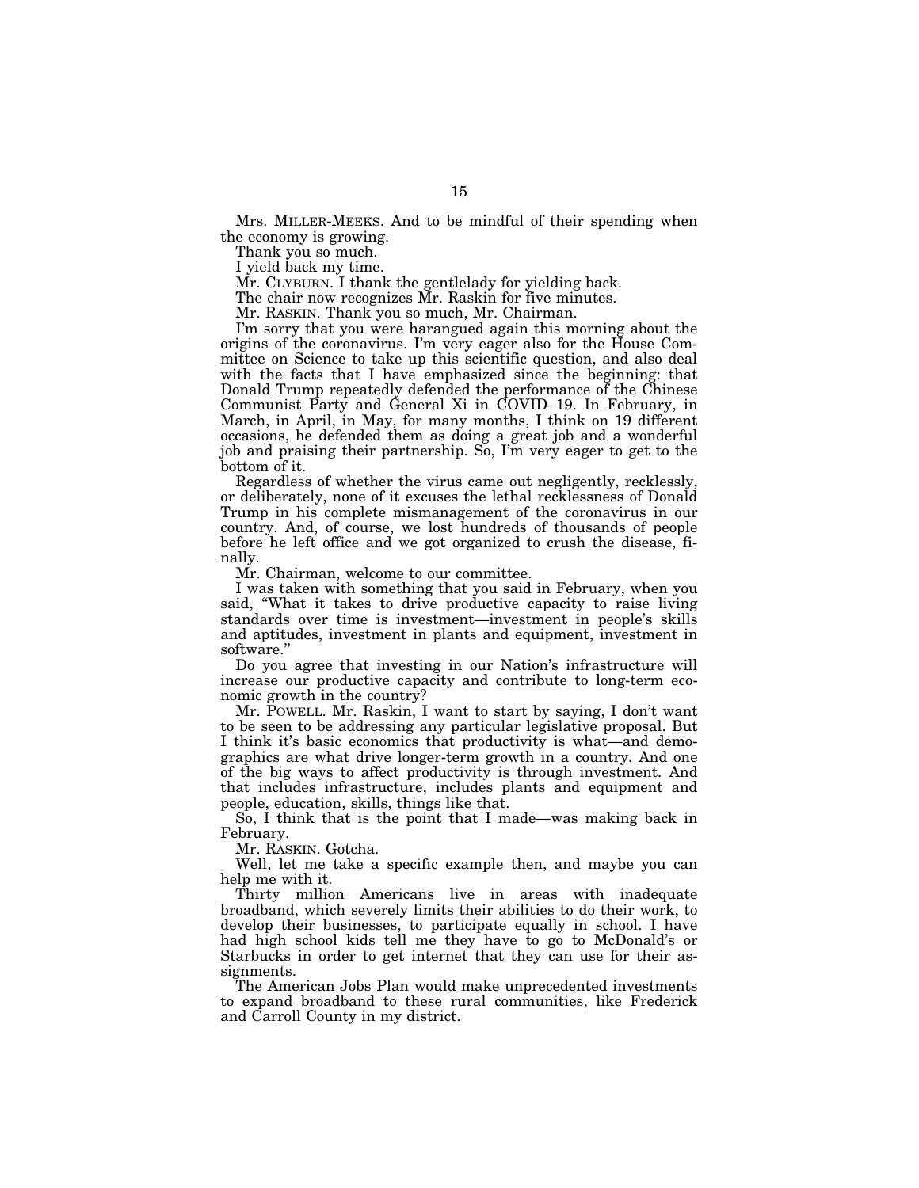Mrs. MILLER-MEEKS. And to be mindful of their spending when the economy is growing.

Thank you so much.

I yield back my time.

Mr. CLYBURN. I thank the gentlelady for yielding back.

The chair now recognizes Mr. Raskin for five minutes.

Mr. RASKIN. Thank you so much, Mr. Chairman.

I'm sorry that you were harangued again this morning about the origins of the coronavirus. I'm very eager also for the House Committee on Science to take up this scientific question, and also deal with the facts that I have emphasized since the beginning: that Donald Trump repeatedly defended the performance of the Chinese Communist Party and General Xi in COVID–19. In February, in March, in April, in May, for many months, I think on 19 different occasions, he defended them as doing a great job and a wonderful job and praising their partnership. So, I'm very eager to get to the bottom of it.

Regardless of whether the virus came out negligently, recklessly, or deliberately, none of it excuses the lethal recklessness of Donald Trump in his complete mismanagement of the coronavirus in our country. And, of course, we lost hundreds of thousands of people before he left office and we got organized to crush the disease, finally.

Mr. Chairman, welcome to our committee.

I was taken with something that you said in February, when you said, "What it takes to drive productive capacity to raise living standards over time is investment—investment in people's skills and aptitudes, investment in plants and equipment, investment in software."

Do you agree that investing in our Nation's infrastructure will increase our productive capacity and contribute to long-term economic growth in the country?

Mr. POWELL. Mr. Raskin, I want to start by saying, I don't want to be seen to be addressing any particular legislative proposal. But I think it's basic economics that productivity is what—and demographics are what drive longer-term growth in a country. And one of the big ways to affect productivity is through investment. And that includes infrastructure, includes plants and equipment and people, education, skills, things like that.

So, I think that is the point that I made—was making back in February.

Mr. RASKIN. Gotcha.

Well, let me take a specific example then, and maybe you can help me with it.

Thirty million Americans live in areas with inadequate broadband, which severely limits their abilities to do their work, to develop their businesses, to participate equally in school. I have had high school kids tell me they have to go to McDonald's or Starbucks in order to get internet that they can use for their assignments.

The American Jobs Plan would make unprecedented investments to expand broadband to these rural communities, like Frederick and Carroll County in my district.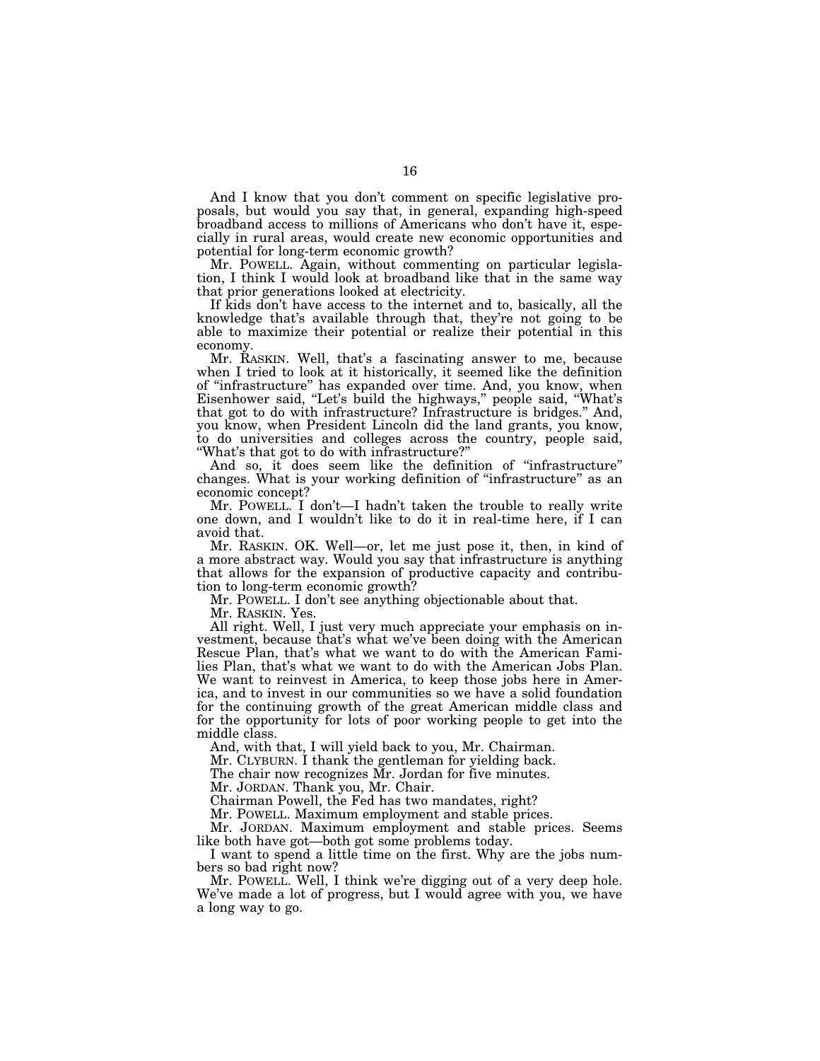And I know that you don't comment on specific legislative proposals, but would you say that, in general, expanding high-speed broadband access to millions of Americans who don't have it, especially in rural areas, would create new economic opportunities and potential for long-term economic growth?

Mr. POWELL. Again, without commenting on particular legislation, I think I would look at broadband like that in the same way that prior generations looked at electricity.

If kids don't have access to the internet and to, basically, all the knowledge that's available through that, they're not going to be able to maximize their potential or realize their potential in this economy.

Mr. RASKIN. Well, that's a fascinating answer to me, because when I tried to look at it historically, it seemed like the definition of "infrastructure" has expanded over time. And, you know, when Eisenhower said, "Let's build the highways," people said, "What's that got to do with infrastructure? Infrastructure is bridges." And, you know, when President Lincoln did the land grants, you know, to do universities and colleges across the country, people said, "What's that got to do with infrastructure?"

And so, it does seem like the definition of "infrastructure" changes. What is your working definition of "infrastructure" as an economic concept?

Mr. POWELL. I don't—I hadn't taken the trouble to really write one down, and I wouldn't like to do it in real-time here, if I can avoid that.

Mr. RASKIN. OK. Well—or, let me just pose it, then, in kind of a more abstract way. Would you say that infrastructure is anything that allows for the expansion of productive capacity and contribution to long-term economic growth?

Mr. POWELL. I don't see anything objectionable about that.

Mr. RASKIN. Yes.

All right. Well, I just very much appreciate your emphasis on investment, because that's what we've been doing with the American Rescue Plan, that's what we want to do with the American Families Plan, that's what we want to do with the American Jobs Plan. We want to reinvest in America, to keep those jobs here in America, and to invest in our communities so we have a solid foundation for the continuing growth of the great American middle class and for the opportunity for lots of poor working people to get into the middle class.

And, with that, I will yield back to you, Mr. Chairman.

Mr. CLYBURN. I thank the gentleman for yielding back.

The chair now recognizes Mr. Jordan for five minutes.

Mr. JORDAN. Thank you, Mr. Chair.

Chairman Powell, the Fed has two mandates, right?

Mr. POWELL. Maximum employment and stable prices.

Mr. JORDAN. Maximum employment and stable prices. Seems like both have got—both got some problems today.

I want to spend a little time on the first. Why are the jobs numbers so bad right now?

Mr. POWELL. Well, I think we're digging out of a very deep hole. We've made a lot of progress, but I would agree with you, we have a long way to go.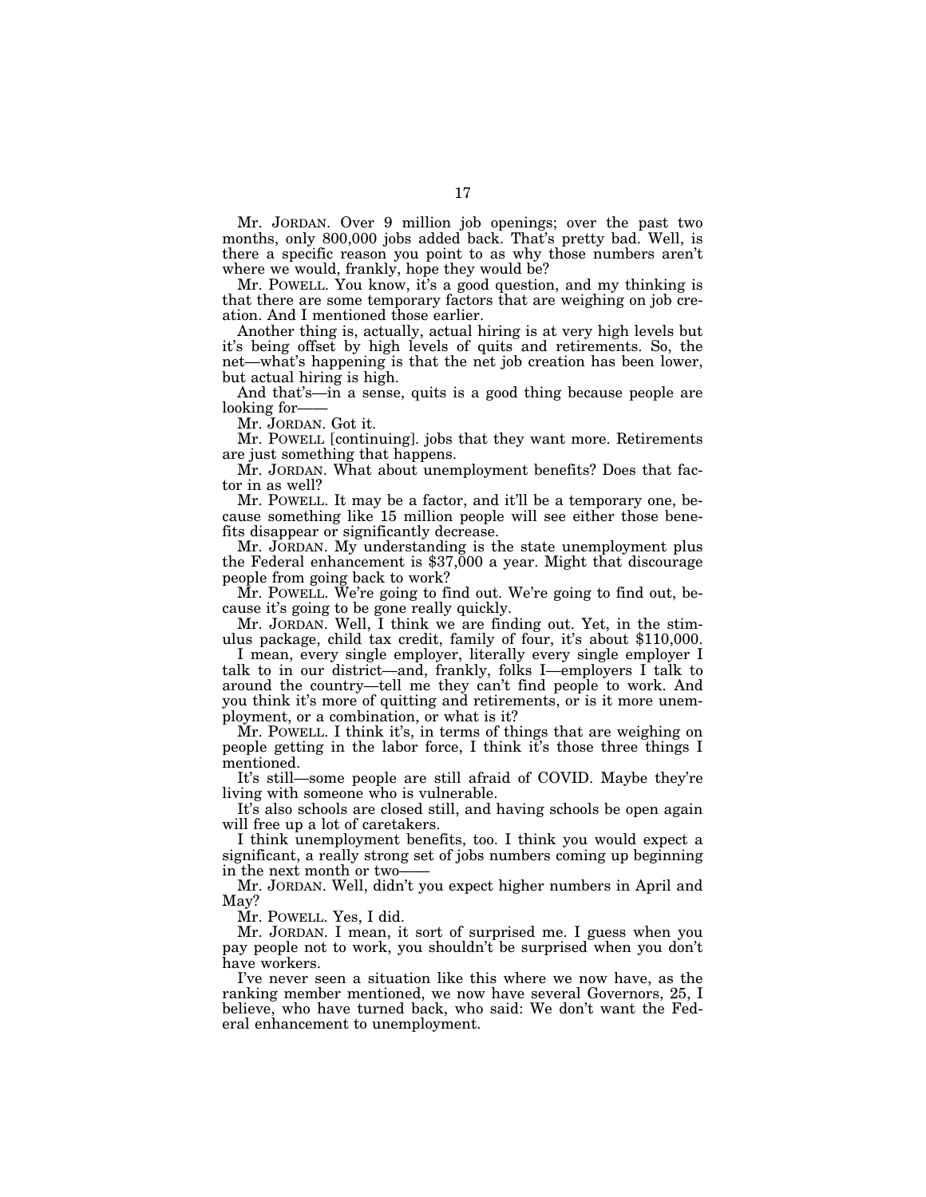Mr. JORDAN. Over 9 million job openings; over the past two months, only 800,000 jobs added back. That's pretty bad. Well, is there a specific reason you point to as why those numbers aren't where we would, frankly, hope they would be?

Mr. POWELL. You know, it's a good question, and my thinking is that there are some temporary factors that are weighing on job creation. And I mentioned those earlier.

Another thing is, actually, actual hiring is at very high levels but it's being offset by high levels of quits and retirements. So, the net—what's happening is that the net job creation has been lower, but actual hiring is high.

And that's—in a sense, quits is a good thing because people are looking for——

Mr. JORDAN. Got it.

Mr. POWELL [continuing]. jobs that they want more. Retirements are just something that happens.

Mr. JORDAN. What about unemployment benefits? Does that factor in as well?

Mr. POWELL. It may be a factor, and it'll be a temporary one, because something like 15 million people will see either those benefits disappear or significantly decrease.

Mr. JORDAN. My understanding is the state unemployment plus the Federal enhancement is $37,000 a year. Might that discourage people from going back to work?

Mr. POWELL. We're going to find out. We're going to find out, because it's going to be gone really quickly.

Mr. JORDAN. Well, I think we are finding out. Yet, in the stimulus package, child tax credit, family of four, it's about $110,000.

I mean, every single employer, literally every single employer I talk to in our district—and, frankly, folks I—employers I talk to around the country—tell me they can't find people to work. And you think it's more of quitting and retirements, or is it more unemployment, or a combination, or what is it?

Mr. POWELL. I think it's, in terms of things that are weighing on people getting in the labor force, I think it's those three things I mentioned.

It's still—some people are still afraid of COVID. Maybe they're living with someone who is vulnerable.

It's also schools are closed still, and having schools be open again will free up a lot of caretakers.

I think unemployment benefits, too. I think you would expect a significant, a really strong set of jobs numbers coming up beginning in the next month or two——

Mr. JORDAN. Well, didn't you expect higher numbers in April and May?

Mr. POWELL. Yes, I did.

Mr. JORDAN. I mean, it sort of surprised me. I guess when you pay people not to work, you shouldn't be surprised when you don't have workers.

I've never seen a situation like this where we now have, as the ranking member mentioned, we now have several Governors, 25, I believe, who have turned back, who said: We don't want the Federal enhancement to unemployment.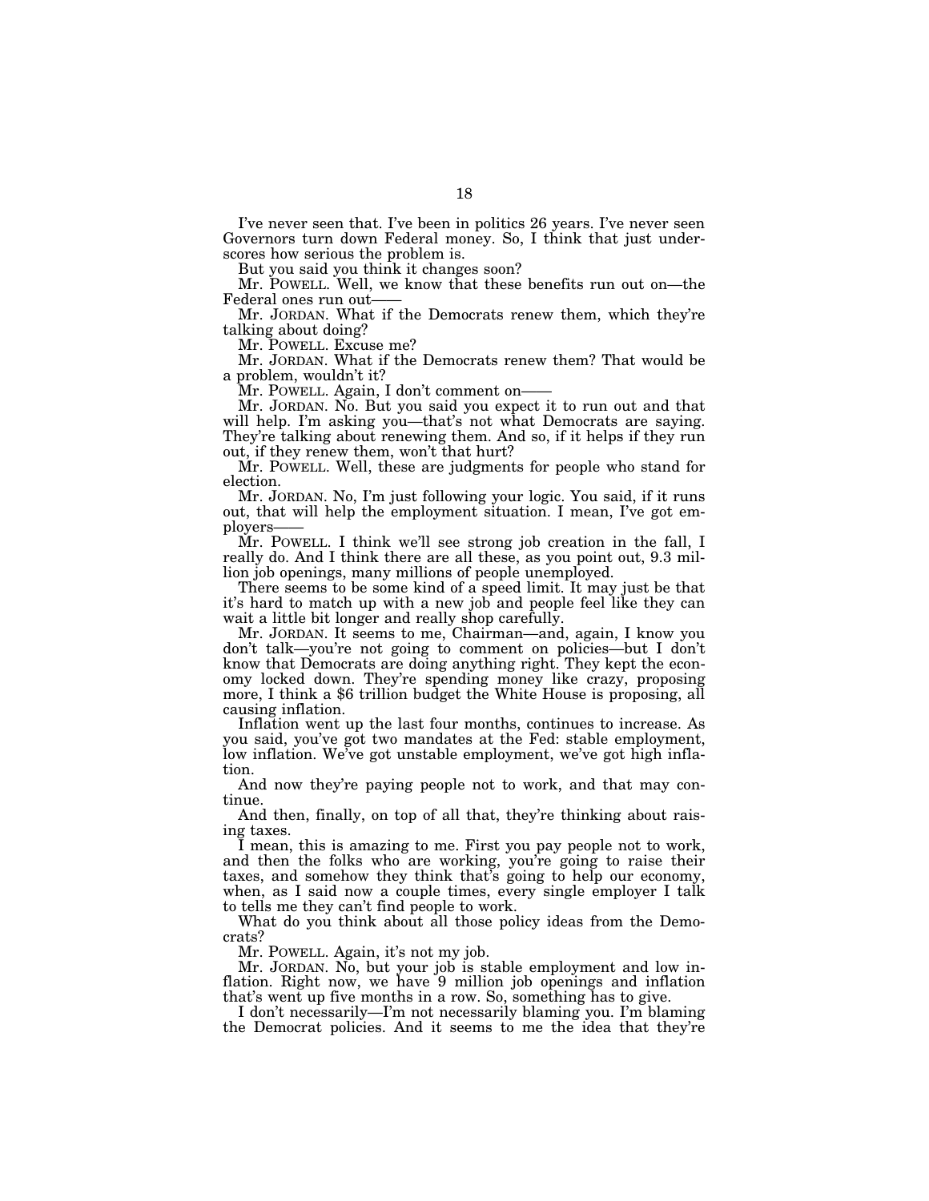I've never seen that. I've been in politics 26 years. I've never seen Governors turn down Federal money. So, I think that just underscores how serious the problem is.

But you said you think it changes soon?

Mr. POWELL. Well, we know that these benefits run out on—the Federal ones run out——

Mr. JORDAN. What if the Democrats renew them, which they're talking about doing?

Mr. POWELL. Excuse me?

Mr. JORDAN. What if the Democrats renew them? That would be a problem, wouldn't it?

Mr. POWELL. Again, I don't comment on——

Mr. JORDAN. No. But you said you expect it to run out and that will help. I'm asking you—that's not what Democrats are saying. They're talking about renewing them. And so, if it helps if they run out, if they renew them, won't that hurt?

Mr. POWELL. Well, these are judgments for people who stand for election.

Mr. JORDAN. No, I'm just following your logic. You said, if it runs out, that will help the employment situation. I mean, I've got employers——

Mr. POWELL. I think we'll see strong job creation in the fall, I really do. And I think there are all these, as you point out, 9.3 million job openings, many millions of people unemployed.

There seems to be some kind of a speed limit. It may just be that it's hard to match up with a new job and people feel like they can wait a little bit longer and really shop carefully.

Mr. JORDAN. It seems to me, Chairman—and, again, I know you don't talk—you're not going to comment on policies—but I don't know that Democrats are doing anything right. They kept the economy locked down. They're spending money like crazy, proposing more, I think a $6 trillion budget the White House is proposing, all causing inflation.

Inflation went up the last four months, continues to increase. As you said, you've got two mandates at the Fed: stable employment, low inflation. We've got unstable employment, we've got high inflation.

And now they're paying people not to work, and that may continue.

And then, finally, on top of all that, they're thinking about raising taxes.

I mean, this is amazing to me. First you pay people not to work, and then the folks who are working, you're going to raise their taxes, and somehow they think that's going to help our economy, when, as I said now a couple times, every single employer I talk to tells me they can't find people to work.

What do you think about all those policy ideas from the Democrats?

Mr. POWELL. Again, it's not my job.

Mr. JORDAN. No, but your job is stable employment and low inflation. Right now, we have 9 million job openings and inflation that's went up five months in a row. So, something has to give.

I don't necessarily—I'm not necessarily blaming you. I'm blaming the Democrat policies. And it seems to me the idea that they're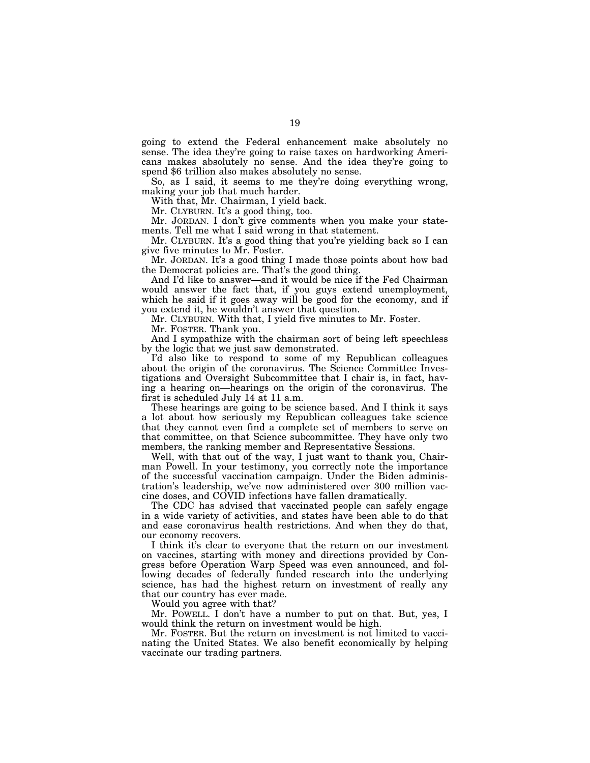going to extend the Federal enhancement make absolutely no sense. The idea they're going to raise taxes on hardworking Americans makes absolutely no sense. And the idea they're going to spend $6 trillion also makes absolutely no sense.

So, as I said, it seems to me they're doing everything wrong, making your job that much harder.

With that, Mr. Chairman, I yield back.

Mr. CLYBURN. It's a good thing, too.

Mr. JORDAN. I don't give comments when you make your statements. Tell me what I said wrong in that statement.

Mr. CLYBURN. It's a good thing that you're yielding back so I can give five minutes to Mr. Foster.

Mr. JORDAN. It's a good thing I made those points about how bad the Democrat policies are. That's the good thing.

And I'd like to answer—and it would be nice if the Fed Chairman would answer the fact that, if you guys extend unemployment, which he said if it goes away will be good for the economy, and if you extend it, he wouldn't answer that question.

Mr. CLYBURN. With that, I yield five minutes to Mr. Foster.

Mr. FOSTER. Thank you.

And I sympathize with the chairman sort of being left speechless by the logic that we just saw demonstrated.

I'd also like to respond to some of my Republican colleagues about the origin of the coronavirus. The Science Committee Investigations and Oversight Subcommittee that I chair is, in fact, having a hearing on—hearings on the origin of the coronavirus. The first is scheduled July 14 at 11 a.m.

These hearings are going to be science based. And I think it says a lot about how seriously my Republican colleagues take science that they cannot even find a complete set of members to serve on that committee, on that Science subcommittee. They have only two members, the ranking member and Representative Sessions.

Well, with that out of the way, I just want to thank you, Chairman Powell. In your testimony, you correctly note the importance of the successful vaccination campaign. Under the Biden administration's leadership, we've now administered over 300 million vaccine doses, and COVID infections have fallen dramatically.

The CDC has advised that vaccinated people can safely engage in a wide variety of activities, and states have been able to do that and ease coronavirus health restrictions. And when they do that, our economy recovers.

I think it's clear to everyone that the return on our investment on vaccines, starting with money and directions provided by Congress before Operation Warp Speed was even announced, and following decades of federally funded research into the underlying science, has had the highest return on investment of really any that our country has ever made.

Would you agree with that?

Mr. POWELL. I don't have a number to put on that. But, yes, I would think the return on investment would be high.

Mr. FOSTER. But the return on investment is not limited to vaccinating the United States. We also benefit economically by helping vaccinate our trading partners.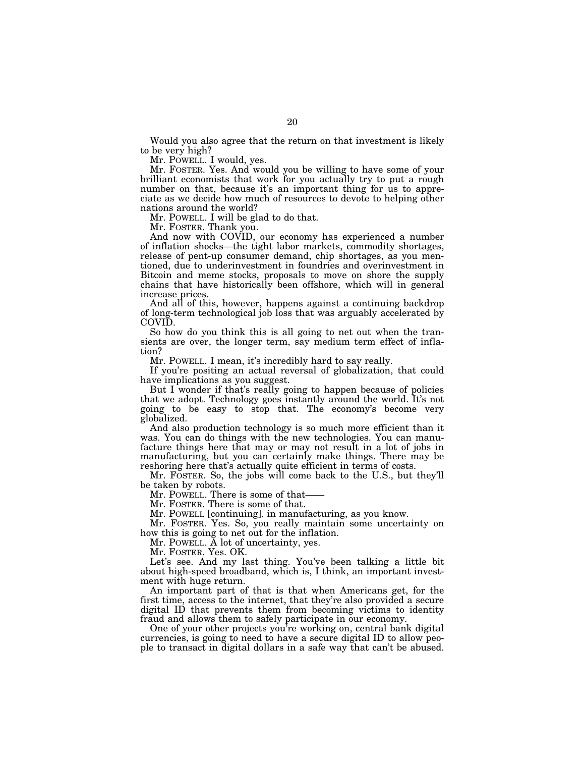Would you also agree that the return on that investment is likely to be very high?

Mr. POWELL. I would, yes.

Mr. FOSTER. Yes. And would you be willing to have some of your brilliant economists that work for you actually try to put a rough number on that, because it's an important thing for us to appreciate as we decide how much of resources to devote to helping other nations around the world?

Mr. POWELL. I will be glad to do that.

Mr. FOSTER. Thank you.

And now with COVID, our economy has experienced a number of inflation shocks—the tight labor markets, commodity shortages, release of pent-up consumer demand, chip shortages, as you mentioned, due to underinvestment in foundries and overinvestment in Bitcoin and meme stocks, proposals to move on shore the supply chains that have historically been offshore, which will in general increase prices.

And all of this, however, happens against a continuing backdrop of long-term technological job loss that was arguably accelerated by COVID.

So how do you think this is all going to net out when the transients are over, the longer term, say medium term effect of inflation?

Mr. POWELL. I mean, it's incredibly hard to say really.

If you're positing an actual reversal of globalization, that could have implications as you suggest.

But I wonder if that's really going to happen because of policies that we adopt. Technology goes instantly around the world. It's not going to be easy to stop that. The economy's become very globalized.

And also production technology is so much more efficient than it was. You can do things with the new technologies. You can manufacture things here that may or may not result in a lot of jobs in manufacturing, but you can certainly make things. There may be reshoring here that's actually quite efficient in terms of costs.

Mr. FOSTER. So, the jobs will come back to the U.S., but they'll be taken by robots.

Mr. POWELL. There is some of that——

Mr. FOSTER. There is some of that.

Mr. POWELL [continuing]. in manufacturing, as you know.

Mr. FOSTER. Yes. So, you really maintain some uncertainty on how this is going to net out for the inflation.

Mr. POWELL. A lot of uncertainty, yes.

Mr. FOSTER. Yes. OK.

Let's see. And my last thing. You've been talking a little bit about high-speed broadband, which is, I think, an important investment with huge return.

An important part of that is that when Americans get, for the first time, access to the internet, that they're also provided a secure digital ID that prevents them from becoming victims to identity fraud and allows them to safely participate in our economy.

One of your other projects you're working on, central bank digital currencies, is going to need to have a secure digital ID to allow people to transact in digital dollars in a safe way that can't be abused.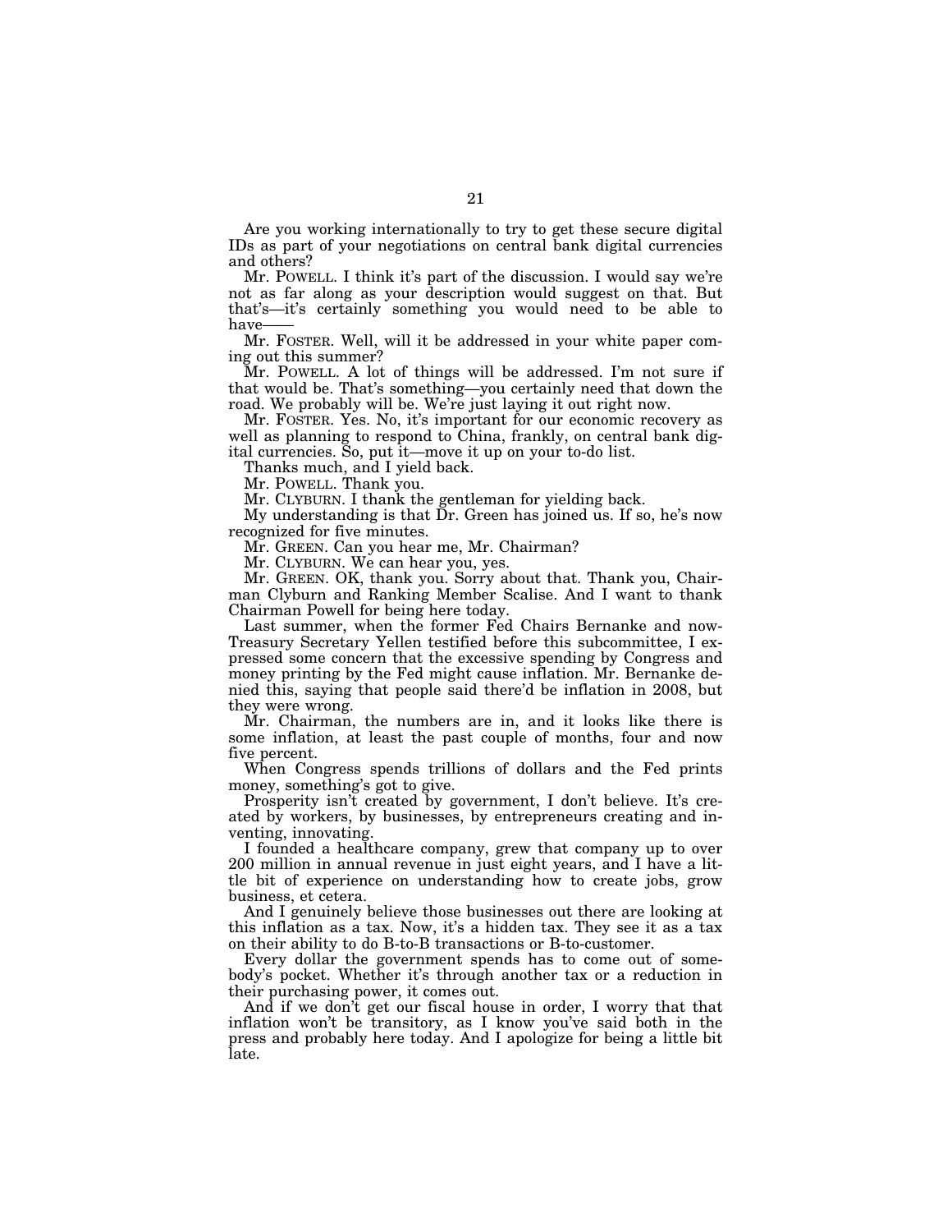Are you working internationally to try to get these secure digital IDs as part of your negotiations on central bank digital currencies and others?

Mr. POWELL. I think it's part of the discussion. I would say we're not as far along as your description would suggest on that. But that's—it's certainly something you would need to be able to have——

Mr. FOSTER. Well, will it be addressed in your white paper coming out this summer?

Mr. POWELL. A lot of things will be addressed. I'm not sure if that would be. That's something—you certainly need that down the road. We probably will be. We're just laying it out right now.

Mr. FOSTER. Yes. No, it's important for our economic recovery as well as planning to respond to China, frankly, on central bank digital currencies. So, put it—move it up on your to-do list.

Thanks much, and I yield back.

Mr. POWELL. Thank you.

Mr. CLYBURN. I thank the gentleman for yielding back.

My understanding is that Dr. Green has joined us. If so, he's now recognized for five minutes.

Mr. GREEN. Can you hear me, Mr. Chairman?

Mr. CLYBURN. We can hear you, yes.

Mr. GREEN. OK, thank you. Sorry about that. Thank you, Chairman Clyburn and Ranking Member Scalise. And I want to thank Chairman Powell for being here today.

Last summer, when the former Fed Chairs Bernanke and now-Treasury Secretary Yellen testified before this subcommittee, I expressed some concern that the excessive spending by Congress and money printing by the Fed might cause inflation. Mr. Bernanke denied this, saying that people said there'd be inflation in 2008, but they were wrong.

Mr. Chairman, the numbers are in, and it looks like there is some inflation, at least the past couple of months, four and now five percent.

When Congress spends trillions of dollars and the Fed prints money, something's got to give.

Prosperity isn't created by government, I don't believe. It's created by workers, by businesses, by entrepreneurs creating and inventing, innovating.

I founded a healthcare company, grew that company up to over 200 million in annual revenue in just eight years, and I have a little bit of experience on understanding how to create jobs, grow business, et cetera.

And I genuinely believe those businesses out there are looking at this inflation as a tax. Now, it's a hidden tax. They see it as a tax on their ability to do B-to-B transactions or B-to-customer.

Every dollar the government spends has to come out of somebody's pocket. Whether it's through another tax or a reduction in their purchasing power, it comes out.

And if we don't get our fiscal house in order, I worry that that inflation won't be transitory, as I know you've said both in the press and probably here today. And I apologize for being a little bit late.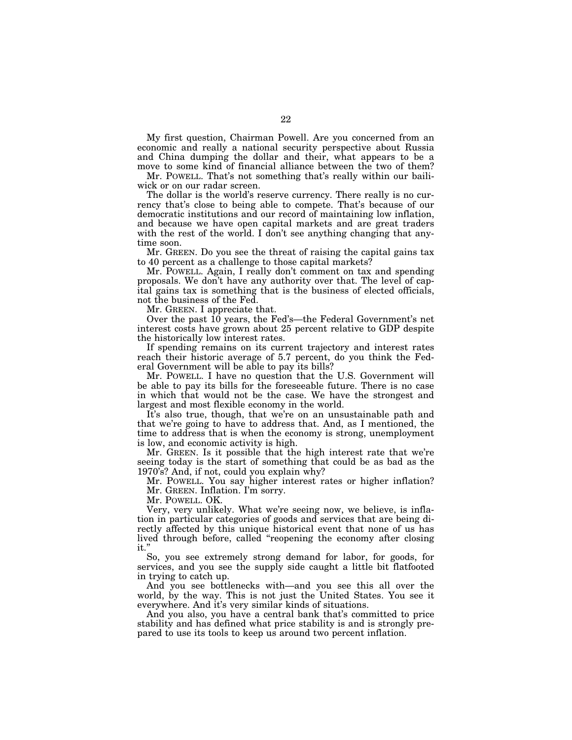My first question, Chairman Powell. Are you concerned from an economic and really a national security perspective about Russia and China dumping the dollar and their, what appears to be a move to some kind of financial alliance between the two of them?

Mr. POWELL. That's not something that's really within our bailiwick or on our radar screen.

The dollar is the world's reserve currency. There really is no currency that's close to being able to compete. That's because of our democratic institutions and our record of maintaining low inflation, and because we have open capital markets and are great traders with the rest of the world. I don't see anything changing that anytime soon.

Mr. GREEN. Do you see the threat of raising the capital gains tax to 40 percent as a challenge to those capital markets?

Mr. POWELL. Again, I really don't comment on tax and spending proposals. We don't have any authority over that. The level of capital gains tax is something that is the business of elected officials, not the business of the Fed.

Mr. GREEN. I appreciate that.

Over the past 10 years, the Fed's—the Federal Government's net interest costs have grown about 25 percent relative to GDP despite the historically low interest rates.

If spending remains on its current trajectory and interest rates reach their historic average of 5.7 percent, do you think the Federal Government will be able to pay its bills?

Mr. POWELL. I have no question that the U.S. Government will be able to pay its bills for the foreseeable future. There is no case in which that would not be the case. We have the strongest and largest and most flexible economy in the world.

It's also true, though, that we're on an unsustainable path and that we're going to have to address that. And, as I mentioned, the time to address that is when the economy is strong, unemployment is low, and economic activity is high.

Mr. GREEN. Is it possible that the high interest rate that we're seeing today is the start of something that could be as bad as the 1970's? And, if not, could you explain why?

Mr. POWELL. You say higher interest rates or higher inflation?

Mr. GREEN. Inflation. I'm sorry.

Mr. POWELL. OK.

Very, very unlikely. What we're seeing now, we believe, is inflation in particular categories of goods and services that are being directly affected by this unique historical event that none of us has lived through before, called "reopening the economy after closing it."

So, you see extremely strong demand for labor, for goods, for services, and you see the supply side caught a little bit flatfooted in trying to catch up.

And you see bottlenecks with—and you see this all over the world, by the way. This is not just the United States. You see it everywhere. And it's very similar kinds of situations.

And you also, you have a central bank that's committed to price stability and has defined what price stability is and is strongly prepared to use its tools to keep us around two percent inflation.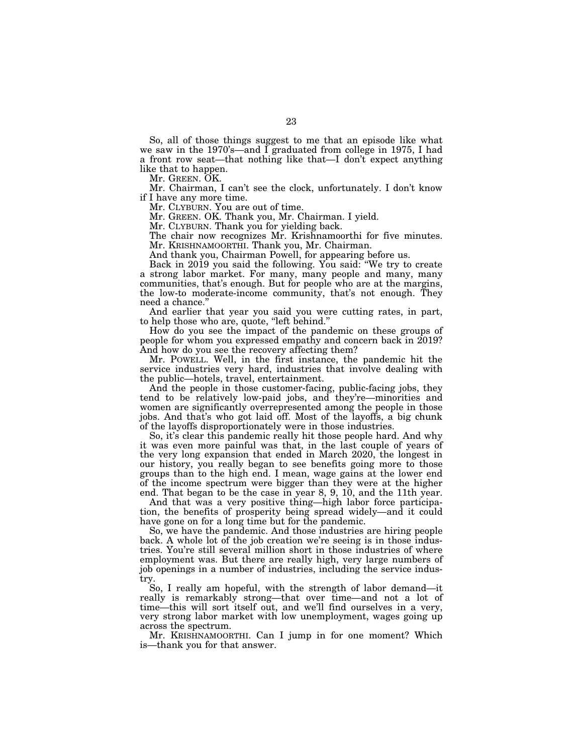So, all of those things suggest to me that an episode like what we saw in the 1970's—and I graduated from college in 1975, I had a front row seat—that nothing like that—I don't expect anything like that to happen.

Mr. GREEN. OK.

Mr. Chairman, I can't see the clock, unfortunately. I don't know if I have any more time.

Mr. CLYBURN. You are out of time.

Mr. GREEN. OK. Thank you, Mr. Chairman. I yield.

Mr. CLYBURN. Thank you for yielding back.

The chair now recognizes Mr. Krishnamoorthi for five minutes.

Mr. KRISHNAMOORTHI. Thank you, Mr. Chairman.

And thank you, Chairman Powell, for appearing before us.

Back in 2019 you said the following. You said: "We try to create a strong labor market. For many, many people and many, many communities, that's enough. But for people who are at the margins, the low-to moderate-income community, that's not enough. They need a chance."

And earlier that year you said you were cutting rates, in part, to help those who are, quote, "left behind."

How do you see the impact of the pandemic on these groups of people for whom you expressed empathy and concern back in 2019? And how do you see the recovery affecting them?

Mr. POWELL. Well, in the first instance, the pandemic hit the service industries very hard, industries that involve dealing with the public—hotels, travel, entertainment.

And the people in those customer-facing, public-facing jobs, they tend to be relatively low-paid jobs, and they're—minorities and women are significantly overrepresented among the people in those jobs. And that's who got laid off. Most of the layoffs, a big chunk of the layoffs disproportionately were in those industries.

So, it's clear this pandemic really hit those people hard. And why it was even more painful was that, in the last couple of years of the very long expansion that ended in March 2020, the longest in our history, you really began to see benefits going more to those groups than to the high end. I mean, wage gains at the lower end of the income spectrum were bigger than they were at the higher end. That began to be the case in year 8, 9, 10, and the 11th year.

And that was a very positive thing—high labor force participation, the benefits of prosperity being spread widely—and it could have gone on for a long time but for the pandemic.

So, we have the pandemic. And those industries are hiring people back. A whole lot of the job creation we're seeing is in those industries. You're still several million short in those industries of where employment was. But there are really high, very large numbers of job openings in a number of industries, including the service industry.

So, I really am hopeful, with the strength of labor demand—it really is remarkably strong—that over time—and not a lot of time—this will sort itself out, and we'll find ourselves in a very, very strong labor market with low unemployment, wages going up across the spectrum.

Mr. KRISHNAMOORTHI. Can I jump in for one moment? Which is—thank you for that answer.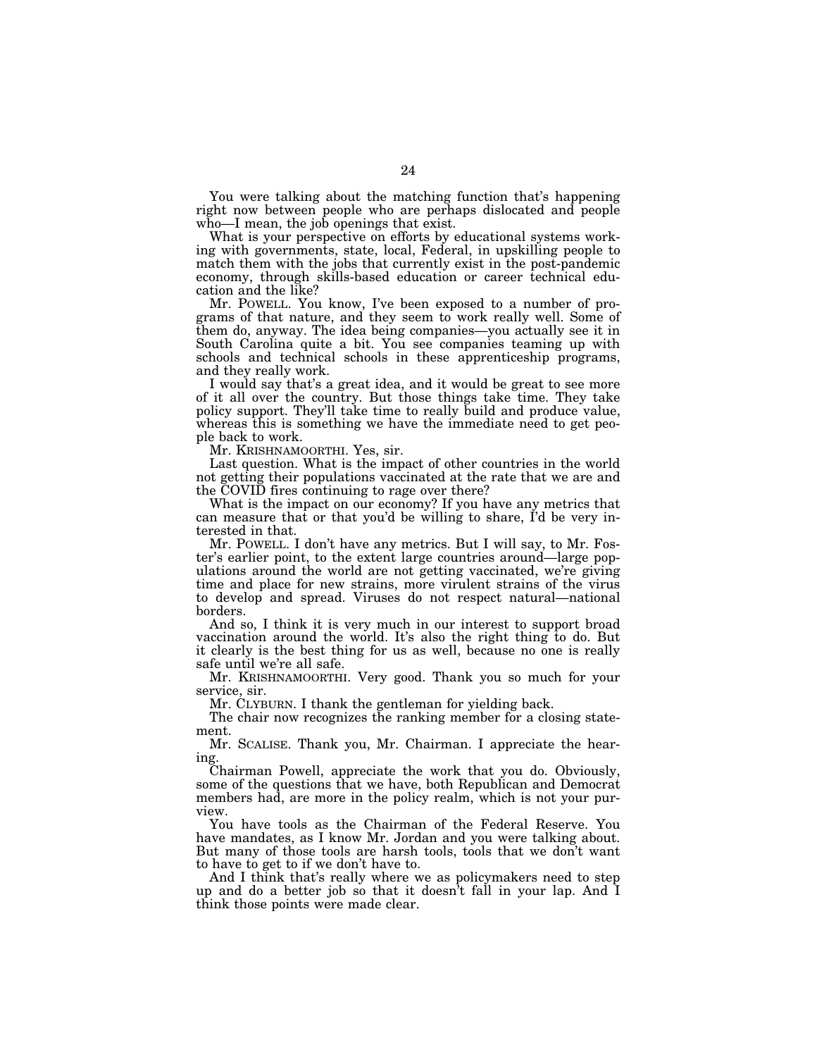You were talking about the matching function that's happening right now between people who are perhaps dislocated and people who—I mean, the job openings that exist.

What is your perspective on efforts by educational systems working with governments, state, local, Federal, in upskilling people to match them with the jobs that currently exist in the post-pandemic economy, through skills-based education or career technical education and the like?

Mr. POWELL. You know, I've been exposed to a number of programs of that nature, and they seem to work really well. Some of them do, anyway. The idea being companies—you actually see it in South Carolina quite a bit. You see companies teaming up with schools and technical schools in these apprenticeship programs, and they really work.

I would say that's a great idea, and it would be great to see more of it all over the country. But those things take time. They take policy support. They'll take time to really build and produce value, whereas this is something we have the immediate need to get people back to work.

Mr. KRISHNAMOORTHI. Yes, sir.

Last question. What is the impact of other countries in the world not getting their populations vaccinated at the rate that we are and the COVID fires continuing to rage over there?

What is the impact on our economy? If you have any metrics that can measure that or that you'd be willing to share, I'd be very interested in that.

Mr. POWELL. I don't have any metrics. But I will say, to Mr. Foster's earlier point, to the extent large countries around—large populations around the world are not getting vaccinated, we're giving time and place for new strains, more virulent strains of the virus to develop and spread. Viruses do not respect natural—national borders.

And so, I think it is very much in our interest to support broad vaccination around the world. It's also the right thing to do. But it clearly is the best thing for us as well, because no one is really safe until we're all safe.

Mr. KRISHNAMOORTHI. Very good. Thank you so much for your service, sir.

Mr. CLYBURN. I thank the gentleman for yielding back.

The chair now recognizes the ranking member for a closing statement.

Mr. SCALISE. Thank you, Mr. Chairman. I appreciate the hearing.

Chairman Powell, appreciate the work that you do. Obviously, some of the questions that we have, both Republican and Democrat members had, are more in the policy realm, which is not your purview.

You have tools as the Chairman of the Federal Reserve. You have mandates, as I know Mr. Jordan and you were talking about. But many of those tools are harsh tools, tools that we don't want to have to get to if we don't have to.

And I think that's really where we as policymakers need to step up and do a better job so that it doesn't fall in your lap. And I think those points were made clear.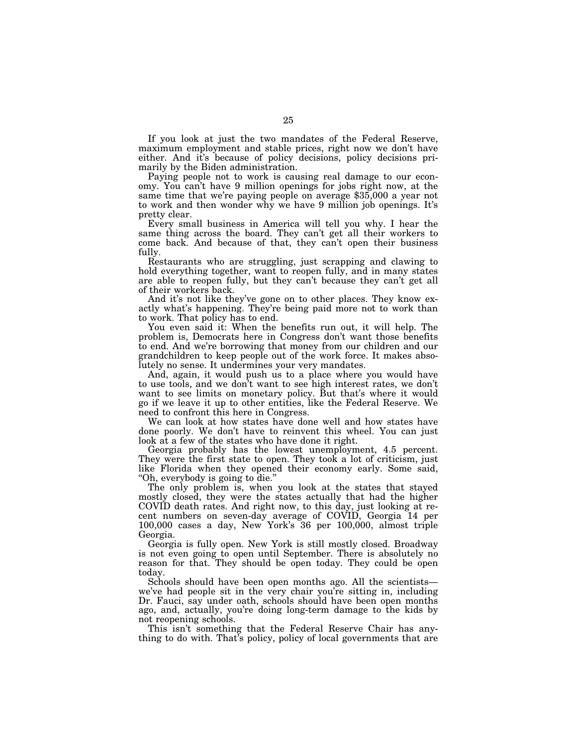If you look at just the two mandates of the Federal Reserve, maximum employment and stable prices, right now we don't have either. And it's because of policy decisions, policy decisions primarily by the Biden administration.

Paying people not to work is causing real damage to our economy. You can't have 9 million openings for jobs right now, at the same time that we're paying people on average $35,000 a year not to work and then wonder why we have 9 million job openings. It's pretty clear.

Every small business in America will tell you why. I hear the same thing across the board. They can't get all their workers to come back. And because of that, they can't open their business fully.

Restaurants who are struggling, just scrapping and clawing to hold everything together, want to reopen fully, and in many states are able to reopen fully, but they can't because they can't get all of their workers back.

And it's not like they've gone on to other places. They know exactly what's happening. They're being paid more not to work than to work. That policy has to end.

You even said it: When the benefits run out, it will help. The problem is, Democrats here in Congress don't want those benefits to end. And we're borrowing that money from our children and our grandchildren to keep people out of the work force. It makes absolutely no sense. It undermines your very mandates.

And, again, it would push us to a place where you would have to use tools, and we don't want to see high interest rates, we don't want to see limits on monetary policy. But that's where it would go if we leave it up to other entities, like the Federal Reserve. We need to confront this here in Congress.

We can look at how states have done well and how states have done poorly. We don't have to reinvent this wheel. You can just look at a few of the states who have done it right.

Georgia probably has the lowest unemployment, 4.5 percent. They were the first state to open. They took a lot of criticism, just like Florida when they opened their economy early. Some said, "Oh, everybody is going to die."

The only problem is, when you look at the states that stayed mostly closed, they were the states actually that had the higher COVID death rates. And right now, to this day, just looking at recent numbers on seven-day average of COVID, Georgia 14 per 100,000 cases a day, New York's 36 per 100,000, almost triple Georgia.

Georgia is fully open. New York is still mostly closed. Broadway is not even going to open until September. There is absolutely no reason for that. They should be open today. They could be open today.

Schools should have been open months ago. All the scientists—we've had people sit in the very chair you're sitting in, including Dr. Fauci, say under oath, schools should have been open months ago, and, actually, you're doing long-term damage to the kids by not reopening schools.

This isn't something that the Federal Reserve Chair has anything to do with. That's policy, policy of local governments that are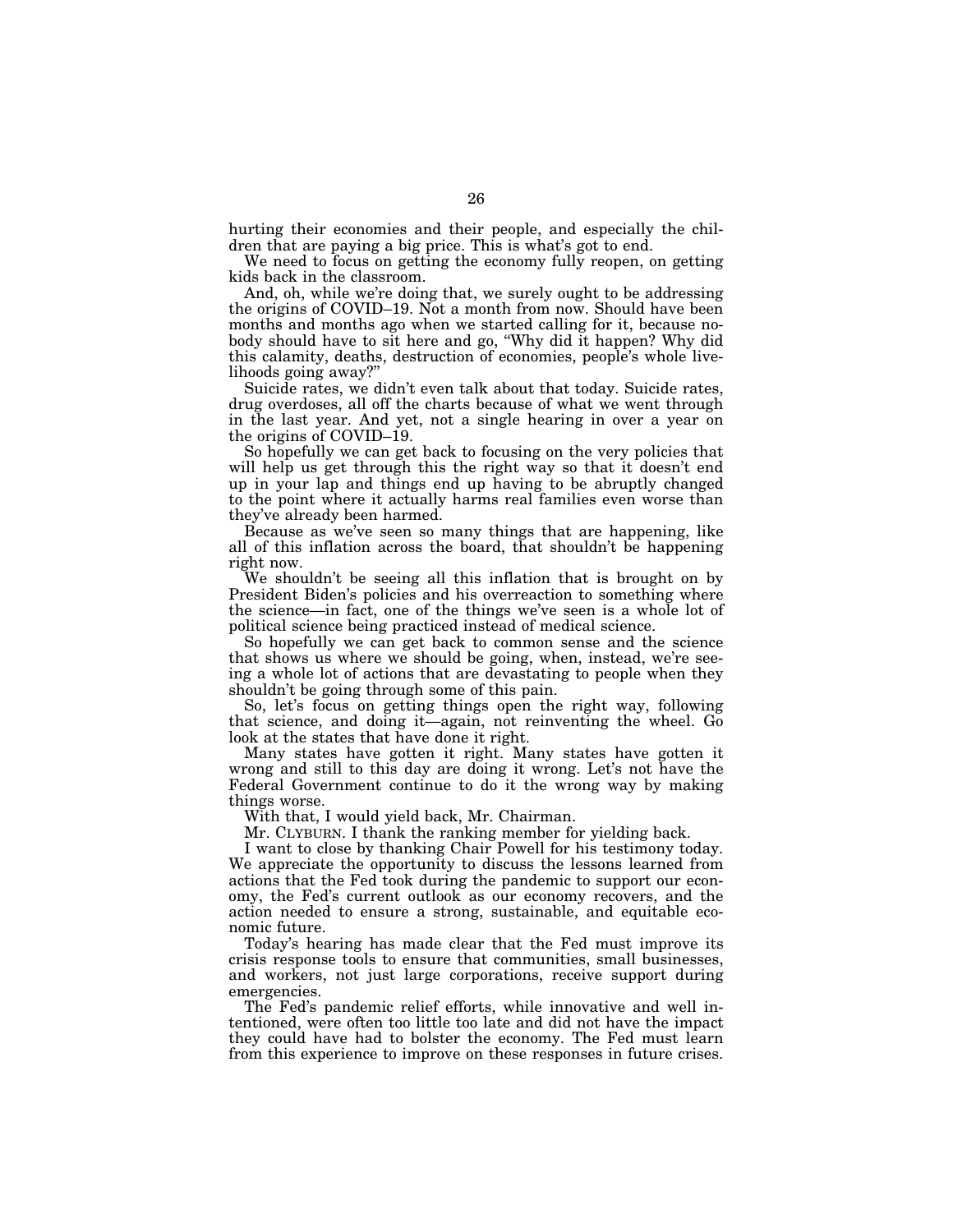hurting their economies and their people, and especially the children that are paying a big price. This is what's got to end.

We need to focus on getting the economy fully reopen, on getting kids back in the classroom.

And, oh, while we're doing that, we surely ought to be addressing the origins of COVID–19. Not a month from now. Should have been months and months ago when we started calling for it, because nobody should have to sit here and go, "Why did it happen? Why did this calamity, deaths, destruction of economies, people's whole livelihoods going away?"

Suicide rates, we didn't even talk about that today. Suicide rates, drug overdoses, all off the charts because of what we went through in the last year. And yet, not a single hearing in over a year on the origins of COVID–19.

So hopefully we can get back to focusing on the very policies that will help us get through this the right way so that it doesn't end up in your lap and things end up having to be abruptly changed to the point where it actually harms real families even worse than they've already been harmed.

Because as we've seen so many things that are happening, like all of this inflation across the board, that shouldn't be happening right now.

We shouldn't be seeing all this inflation that is brought on by President Biden's policies and his overreaction to something where the science—in fact, one of the things we've seen is a whole lot of political science being practiced instead of medical science.

So hopefully we can get back to common sense and the science that shows us where we should be going, when, instead, we're seeing a whole lot of actions that are devastating to people when they shouldn't be going through some of this pain.

So, let's focus on getting things open the right way, following that science, and doing it—again, not reinventing the wheel. Go look at the states that have done it right.

Many states have gotten it right. Many states have gotten it wrong and still to this day are doing it wrong. Let's not have the Federal Government continue to do it the wrong way by making things worse.

With that, I would yield back, Mr. Chairman.

Mr. CLYBURN. I thank the ranking member for yielding back.

I want to close by thanking Chair Powell for his testimony today. We appreciate the opportunity to discuss the lessons learned from actions that the Fed took during the pandemic to support our economy, the Fed's current outlook as our economy recovers, and the action needed to ensure a strong, sustainable, and equitable economic future.

Today's hearing has made clear that the Fed must improve its crisis response tools to ensure that communities, small businesses, and workers, not just large corporations, receive support during emergencies.

The Fed's pandemic relief efforts, while innovative and well intentioned, were often too little too late and did not have the impact they could have had to bolster the economy. The Fed must learn from this experience to improve on these responses in future crises.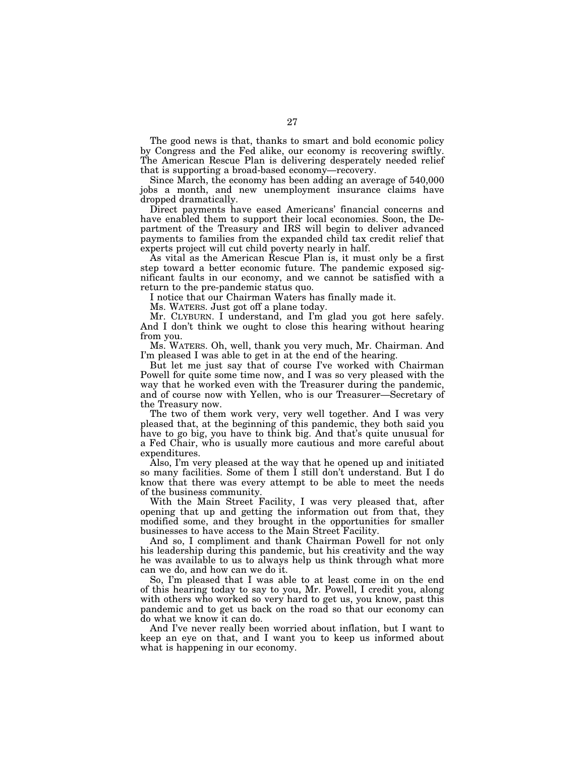The good news is that, thanks to smart and bold economic policy by Congress and the Fed alike, our economy is recovering swiftly. The American Rescue Plan is delivering desperately needed relief that is supporting a broad-based economy—recovery.

Since March, the economy has been adding an average of 540,000 jobs a month, and new unemployment insurance claims have dropped dramatically.

Direct payments have eased Americans' financial concerns and have enabled them to support their local economies. Soon, the Department of the Treasury and IRS will begin to deliver advanced payments to families from the expanded child tax credit relief that experts project will cut child poverty nearly in half.

As vital as the American Rescue Plan is, it must only be a first step toward a better economic future. The pandemic exposed significant faults in our economy, and we cannot be satisfied with a return to the pre-pandemic status quo.

I notice that our Chairman Waters has finally made it.

Ms. WATERS. Just got off a plane today.

Mr. CLYBURN. I understand, and I'm glad you got here safely. And I don't think we ought to close this hearing without hearing from you.

Ms. WATERS. Oh, well, thank you very much, Mr. Chairman. And I'm pleased I was able to get in at the end of the hearing.

But let me just say that of course I've worked with Chairman Powell for quite some time now, and I was so very pleased with the way that he worked even with the Treasurer during the pandemic, and of course now with Yellen, who is our Treasurer—Secretary of the Treasury now.

The two of them work very, very well together. And I was very pleased that, at the beginning of this pandemic, they both said you have to go big, you have to think big. And that's quite unusual for a Fed Chair, who is usually more cautious and more careful about expenditures.

Also, I'm very pleased at the way that he opened up and initiated so many facilities. Some of them I still don't understand. But I do know that there was every attempt to be able to meet the needs of the business community.

With the Main Street Facility, I was very pleased that, after opening that up and getting the information out from that, they modified some, and they brought in the opportunities for smaller businesses to have access to the Main Street Facility.

And so, I compliment and thank Chairman Powell for not only his leadership during this pandemic, but his creativity and the way he was available to us to always help us think through what more can we do, and how can we do it.

So, I'm pleased that I was able to at least come in on the end of this hearing today to say to you, Mr. Powell, I credit you, along with others who worked so very hard to get us, you know, past this pandemic and to get us back on the road so that our economy can do what we know it can do.

And I've never really been worried about inflation, but I want to keep an eye on that, and I want you to keep us informed about what is happening in our economy.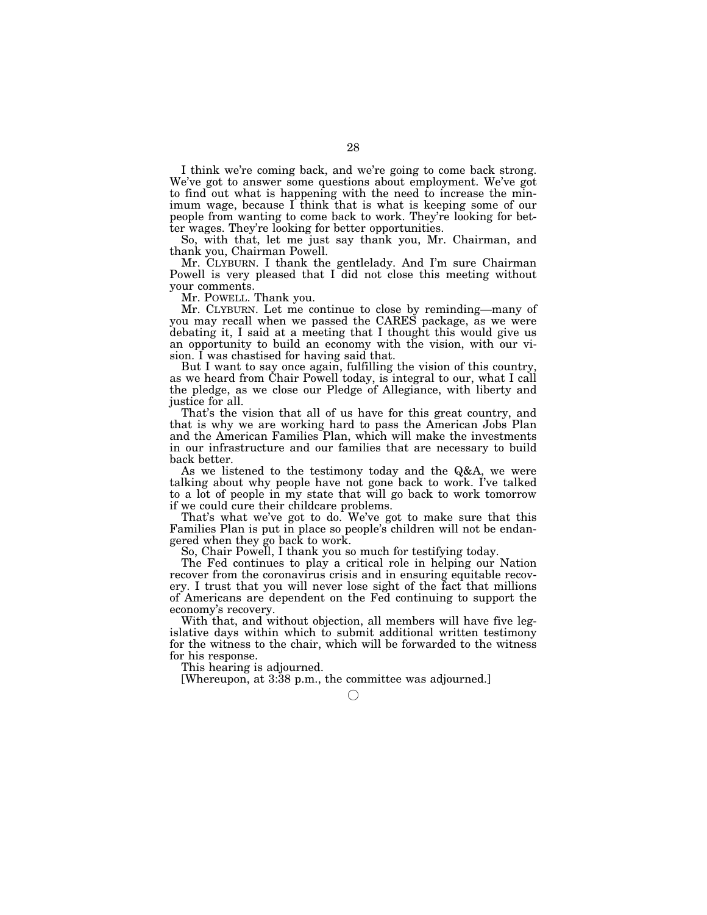I think we're coming back, and we're going to come back strong. We've got to answer some questions about employment. We've got to find out what is happening with the need to increase the minimum wage, because I think that is what is keeping some of our people from wanting to come back to work. They're looking for better wages. They're looking for better opportunities.

So, with that, let me just say thank you, Mr. Chairman, and thank you, Chairman Powell.

Mr. CLYBURN. I thank the gentlelady. And I'm sure Chairman Powell is very pleased that I did not close this meeting without your comments.

Mr. POWELL. Thank you.

Mr. CLYBURN. Let me continue to close by reminding—many of you may recall when we passed the CARES package, as we were debating it, I said at a meeting that I thought this would give us an opportunity to build an economy with the vision, with our vision. I was chastised for having said that.

But I want to say once again, fulfilling the vision of this country, as we heard from Chair Powell today, is integral to our, what I call the pledge, as we close our Pledge of Allegiance, with liberty and justice for all.

That's the vision that all of us have for this great country, and that is why we are working hard to pass the American Jobs Plan and the American Families Plan, which will make the investments in our infrastructure and our families that are necessary to build back better.

As we listened to the testimony today and the Q&A, we were talking about why people have not gone back to work. I've talked to a lot of people in my state that will go back to work tomorrow if we could cure their childcare problems.

That's what we've got to do. We've got to make sure that this Families Plan is put in place so people's children will not be endangered when they go back to work.

So, Chair Powell, I thank you so much for testifying today.

The Fed continues to play a critical role in helping our Nation recover from the coronavirus crisis and in ensuring equitable recovery. I trust that you will never lose sight of the fact that millions of Americans are dependent on the Fed continuing to support the economy's recovery.

With that, and without objection, all members will have five legislative days within which to submit additional written testimony for the witness to the chair, which will be forwarded to the witness for his response.

This hearing is adjourned.

[Whereupon, at 3:38 p.m., the committee was adjourned.]